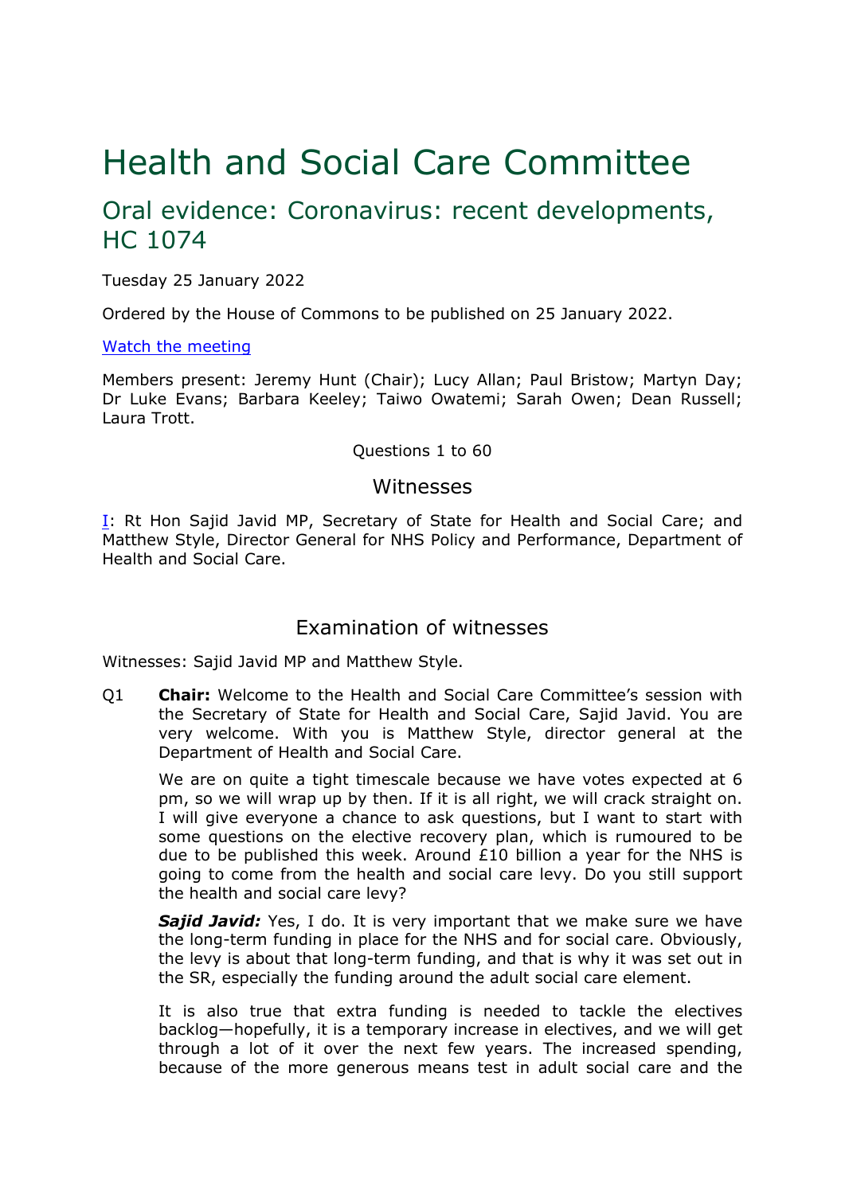# Health and Social Care Committee

## Oral evidence: Coronavirus: recent developments, HC 1074

Tuesday 25 January 2022

Ordered by the House of Commons to be published on 25 January 2022.

[Watch the meeting]

Members present: Jeremy Hunt (Chair); Lucy Allan; Paul Bristow; Martyn Day; Dr Luke Evans; Barbara Keeley; Taiwo Owatemi; Sarah Owen; Dean Russell; Laura Trott.

Questions 1 to 60

### Witnesses

[I]: Rt Hon Sajid Javid MP, Secretary of State for Health and Social Care; and Matthew Style, Director General for NHS Policy and Performance, Department of Health and Social Care.

### Examination of witnesses

Witnesses: Sajid Javid MP and Matthew Style.

Q1 **Chair:** Welcome to the Health and Social Care Committee's session with the Secretary of State for Health and Social Care, Sajid Javid. You are very welcome. With you is Matthew Style, director general at the Department of Health and Social Care.

We are on quite a tight timescale because we have votes expected at 6 pm, so we will wrap up by then. If it is all right, we will crack straight on. I will give everyone a chance to ask questions, but I want to start with some questions on the elective recovery plan, which is rumoured to be due to be published this week. Around £10 billion a year for the NHS is going to come from the health and social care levy. Do you still support the health and social care levy?

***Sajid Javid:*** Yes, I do. It is very important that we make sure we have the long-term funding in place for the NHS and for social care. Obviously, the levy is about that long-term funding, and that is why it was set out in the SR, especially the funding around the adult social care element.

It is also true that extra funding is needed to tackle the electives backlog—hopefully, it is a temporary increase in electives, and we will get through a lot of it over the next few years. The increased spending, because of the more generous means test in adult social care and the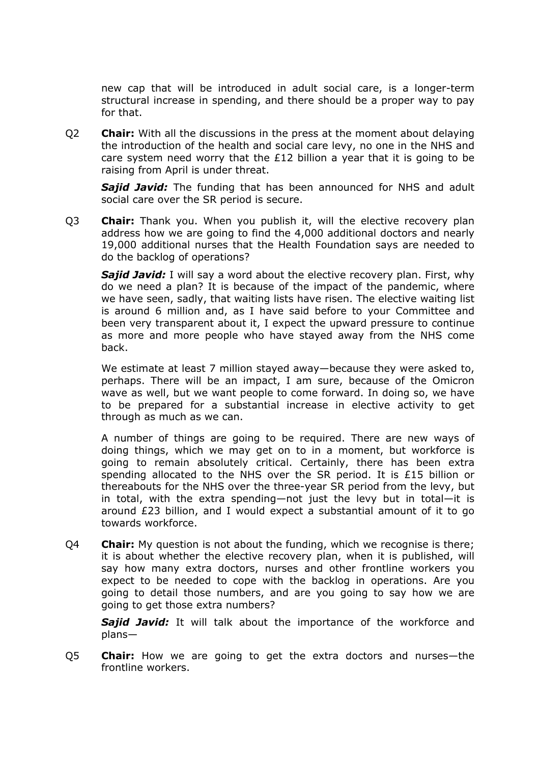new cap that will be introduced in adult social care, is a longer-term structural increase in spending, and there should be a proper way to pay for that.

Q2 **Chair:** With all the discussions in the press at the moment about delaying the introduction of the health and social care levy, no one in the NHS and care system need worry that the £12 billion a year that it is going to be raising from April is under threat.

***Sajid Javid:*** The funding that has been announced for NHS and adult social care over the SR period is secure.

Q3 **Chair:** Thank you. When you publish it, will the elective recovery plan address how we are going to find the 4,000 additional doctors and nearly 19,000 additional nurses that the Health Foundation says are needed to do the backlog of operations?

***Sajid Javid:*** I will say a word about the elective recovery plan. First, why do we need a plan? It is because of the impact of the pandemic, where we have seen, sadly, that waiting lists have risen. The elective waiting list is around 6 million and, as I have said before to your Committee and been very transparent about it, I expect the upward pressure to continue as more and more people who have stayed away from the NHS come back.

We estimate at least 7 million stayed away—because they were asked to, perhaps. There will be an impact, I am sure, because of the Omicron wave as well, but we want people to come forward. In doing so, we have to be prepared for a substantial increase in elective activity to get through as much as we can.

A number of things are going to be required. There are new ways of doing things, which we may get on to in a moment, but workforce is going to remain absolutely critical. Certainly, there has been extra spending allocated to the NHS over the SR period. It is £15 billion or thereabouts for the NHS over the three-year SR period from the levy, but in total, with the extra spending—not just the levy but in total—it is around £23 billion, and I would expect a substantial amount of it to go towards workforce.

Q4 **Chair:** My question is not about the funding, which we recognise is there; it is about whether the elective recovery plan, when it is published, will say how many extra doctors, nurses and other frontline workers you expect to be needed to cope with the backlog in operations. Are you going to detail those numbers, and are you going to say how we are going to get those extra numbers?

***Sajid Javid:*** It will talk about the importance of the workforce and plans—

Q5 **Chair:** How we are going to get the extra doctors and nurses—the frontline workers.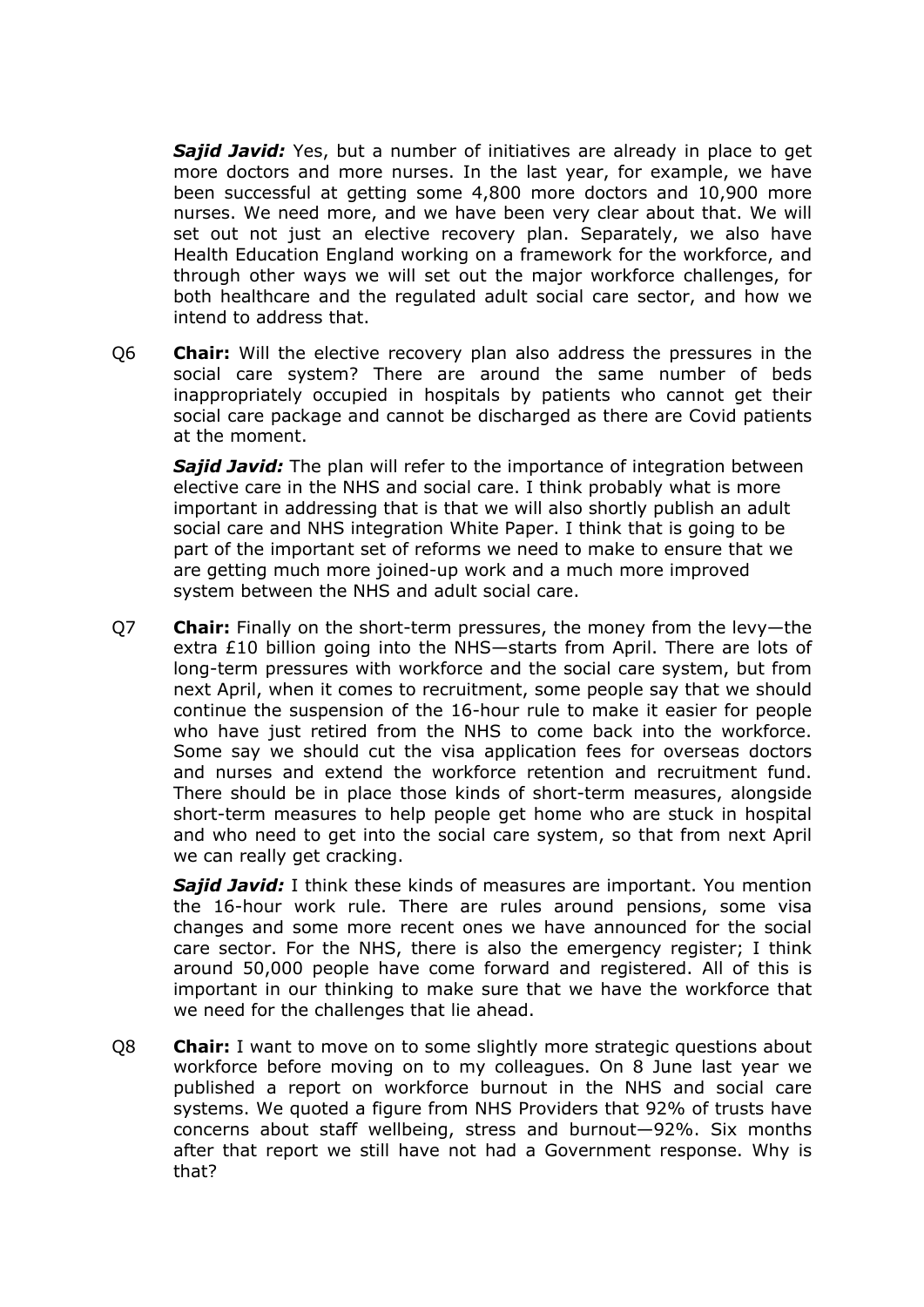***Sajid Javid:*** Yes, but a number of initiatives are already in place to get more doctors and more nurses. In the last year, for example, we have been successful at getting some 4,800 more doctors and 10,900 more nurses. We need more, and we have been very clear about that. We will set out not just an elective recovery plan. Separately, we also have Health Education England working on a framework for the workforce, and through other ways we will set out the major workforce challenges, for both healthcare and the regulated adult social care sector, and how we intend to address that.

Q6 **Chair:** Will the elective recovery plan also address the pressures in the social care system? There are around the same number of beds inappropriately occupied in hospitals by patients who cannot get their social care package and cannot be discharged as there are Covid patients at the moment.

***Sajid Javid:*** The plan will refer to the importance of integration between elective care in the NHS and social care. I think probably what is more important in addressing that is that we will also shortly publish an adult social care and NHS integration White Paper. I think that is going to be part of the important set of reforms we need to make to ensure that we are getting much more joined-up work and a much more improved system between the NHS and adult social care.

Q7 **Chair:** Finally on the short-term pressures, the money from the levy—the extra £10 billion going into the NHS—starts from April. There are lots of long-term pressures with workforce and the social care system, but from next April, when it comes to recruitment, some people say that we should continue the suspension of the 16-hour rule to make it easier for people who have just retired from the NHS to come back into the workforce. Some say we should cut the visa application fees for overseas doctors and nurses and extend the workforce retention and recruitment fund. There should be in place those kinds of short-term measures, alongside short-term measures to help people get home who are stuck in hospital and who need to get into the social care system, so that from next April we can really get cracking.

***Sajid Javid:*** I think these kinds of measures are important. You mention the 16-hour work rule. There are rules around pensions, some visa changes and some more recent ones we have announced for the social care sector. For the NHS, there is also the emergency register; I think around 50,000 people have come forward and registered. All of this is important in our thinking to make sure that we have the workforce that we need for the challenges that lie ahead.

Q8 **Chair:** I want to move on to some slightly more strategic questions about workforce before moving on to my colleagues. On 8 June last year we published a report on workforce burnout in the NHS and social care systems. We quoted a figure from NHS Providers that 92% of trusts have concerns about staff wellbeing, stress and burnout—92%. Six months after that report we still have not had a Government response. Why is that?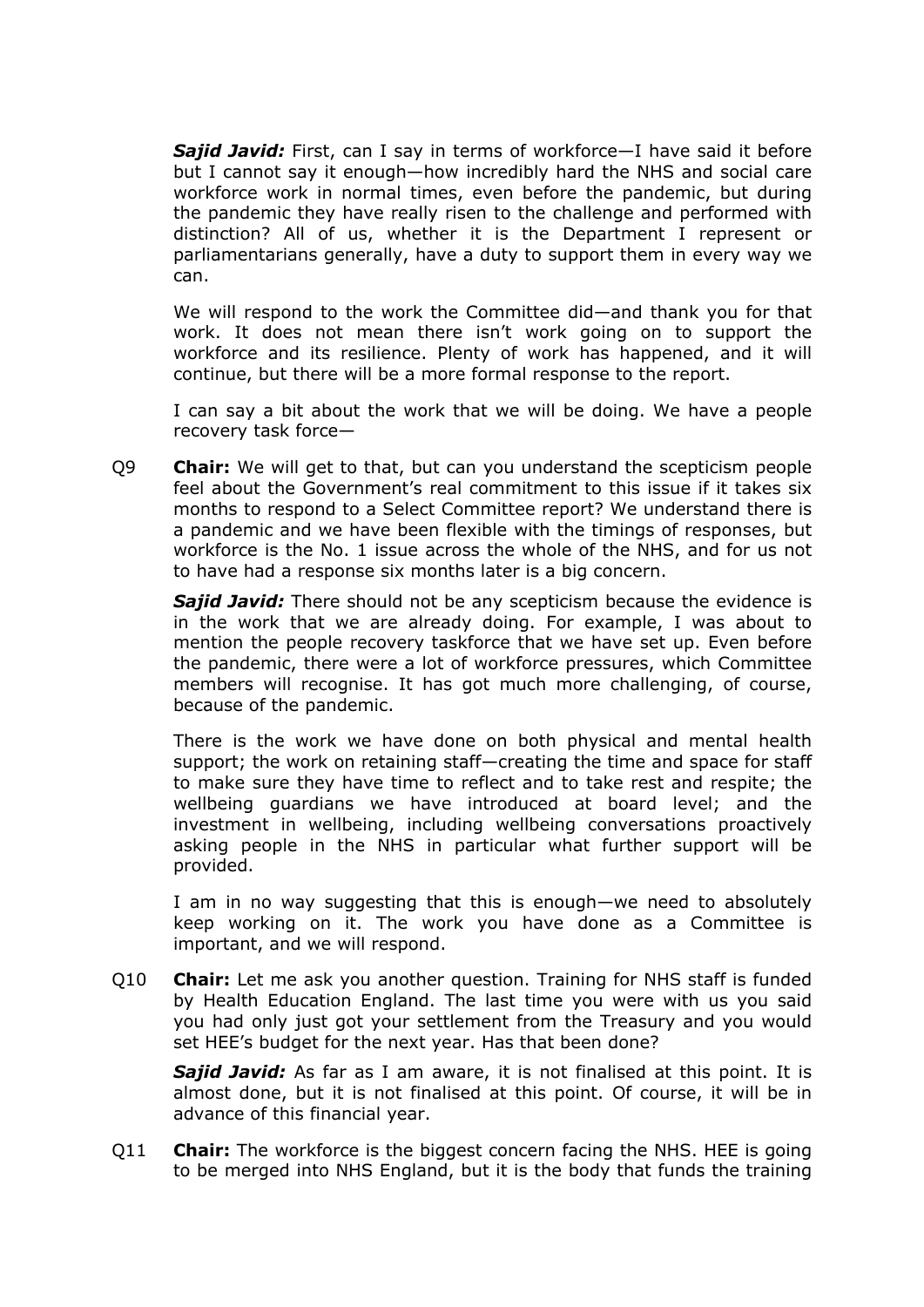***Sajid Javid:*** First, can I say in terms of workforce—I have said it before but I cannot say it enough—how incredibly hard the NHS and social care workforce work in normal times, even before the pandemic, but during the pandemic they have really risen to the challenge and performed with distinction? All of us, whether it is the Department I represent or parliamentarians generally, have a duty to support them in every way we can.

We will respond to the work the Committee did—and thank you for that work. It does not mean there isn't work going on to support the workforce and its resilience. Plenty of work has happened, and it will continue, but there will be a more formal response to the report.

I can say a bit about the work that we will be doing. We have a people recovery task force—

Q9 **Chair:** We will get to that, but can you understand the scepticism people feel about the Government's real commitment to this issue if it takes six months to respond to a Select Committee report? We understand there is a pandemic and we have been flexible with the timings of responses, but workforce is the No. 1 issue across the whole of the NHS, and for us not to have had a response six months later is a big concern.

***Sajid Javid:*** There should not be any scepticism because the evidence is in the work that we are already doing. For example, I was about to mention the people recovery taskforce that we have set up. Even before the pandemic, there were a lot of workforce pressures, which Committee members will recognise. It has got much more challenging, of course, because of the pandemic.

There is the work we have done on both physical and mental health support; the work on retaining staff—creating the time and space for staff to make sure they have time to reflect and to take rest and respite; the wellbeing guardians we have introduced at board level; and the investment in wellbeing, including wellbeing conversations proactively asking people in the NHS in particular what further support will be provided.

I am in no way suggesting that this is enough—we need to absolutely keep working on it. The work you have done as a Committee is important, and we will respond.

Q10 **Chair:** Let me ask you another question. Training for NHS staff is funded by Health Education England. The last time you were with us you said you had only just got your settlement from the Treasury and you would set HEE's budget for the next year. Has that been done?

***Sajid Javid:*** As far as I am aware, it is not finalised at this point. It is almost done, but it is not finalised at this point. Of course, it will be in advance of this financial year.

Q11 **Chair:** The workforce is the biggest concern facing the NHS. HEE is going to be merged into NHS England, but it is the body that funds the training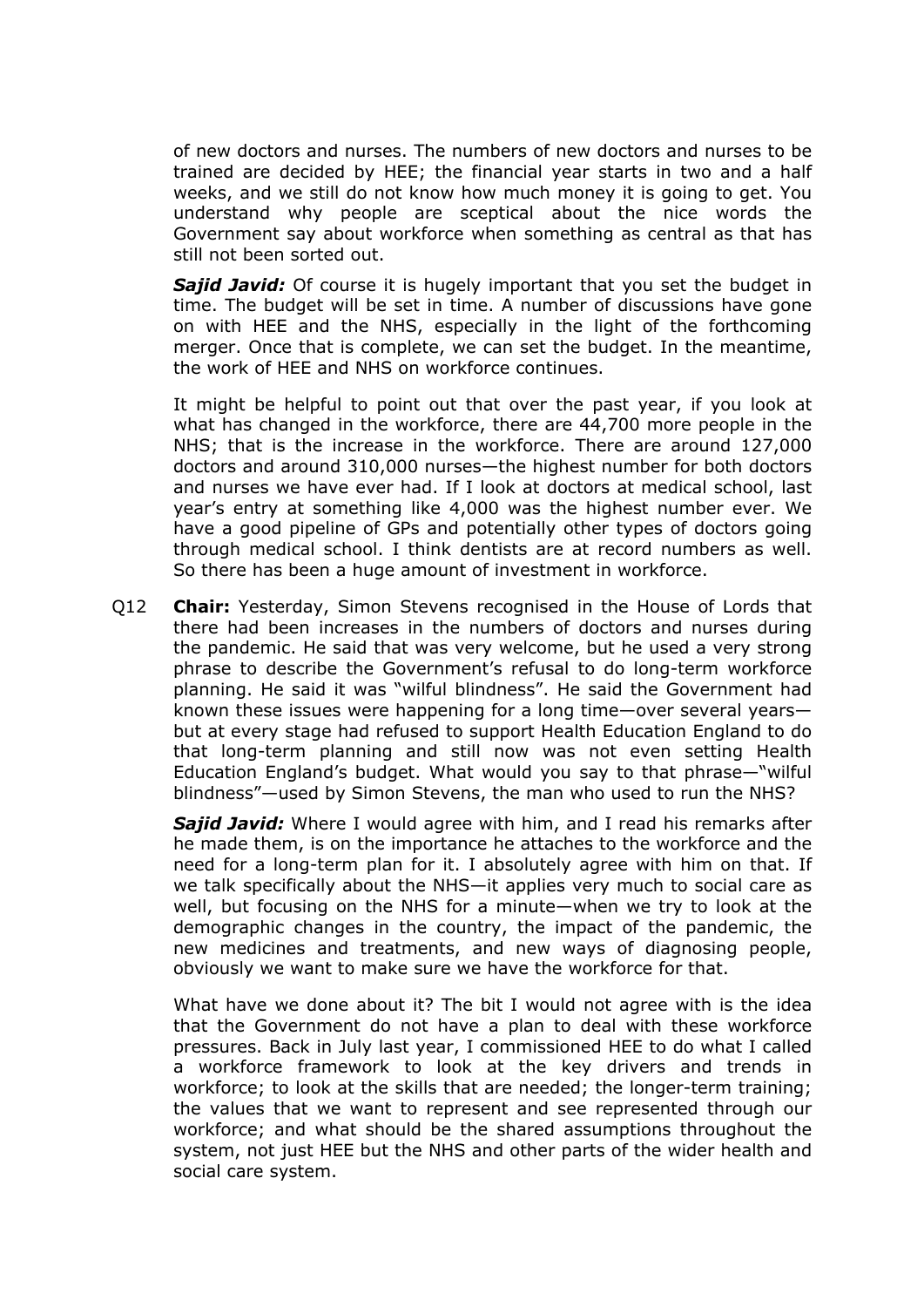of new doctors and nurses. The numbers of new doctors and nurses to be trained are decided by HEE; the financial year starts in two and a half weeks, and we still do not know how much money it is going to get. You understand why people are sceptical about the nice words the Government say about workforce when something as central as that has still not been sorted out.

***Sajid Javid:*** Of course it is hugely important that you set the budget in time. The budget will be set in time. A number of discussions have gone on with HEE and the NHS, especially in the light of the forthcoming merger. Once that is complete, we can set the budget. In the meantime, the work of HEE and NHS on workforce continues.

It might be helpful to point out that over the past year, if you look at what has changed in the workforce, there are 44,700 more people in the NHS; that is the increase in the workforce. There are around 127,000 doctors and around 310,000 nurses—the highest number for both doctors and nurses we have ever had. If I look at doctors at medical school, last year's entry at something like 4,000 was the highest number ever. We have a good pipeline of GPs and potentially other types of doctors going through medical school. I think dentists are at record numbers as well. So there has been a huge amount of investment in workforce.

Q12 **Chair:** Yesterday, Simon Stevens recognised in the House of Lords that there had been increases in the numbers of doctors and nurses during the pandemic. He said that was very welcome, but he used a very strong phrase to describe the Government's refusal to do long-term workforce planning. He said it was "wilful blindness". He said the Government had known these issues were happening for a long time—over several years—but at every stage had refused to support Health Education England to do that long-term planning and still now was not even setting Health Education England's budget. What would you say to that phrase—"wilful blindness"—used by Simon Stevens, the man who used to run the NHS?

***Sajid Javid:*** Where I would agree with him, and I read his remarks after he made them, is on the importance he attaches to the workforce and the need for a long-term plan for it. I absolutely agree with him on that. If we talk specifically about the NHS—it applies very much to social care as well, but focusing on the NHS for a minute—when we try to look at the demographic changes in the country, the impact of the pandemic, the new medicines and treatments, and new ways of diagnosing people, obviously we want to make sure we have the workforce for that.

What have we done about it? The bit I would not agree with is the idea that the Government do not have a plan to deal with these workforce pressures. Back in July last year, I commissioned HEE to do what I called a workforce framework to look at the key drivers and trends in workforce; to look at the skills that are needed; the longer-term training; the values that we want to represent and see represented through our workforce; and what should be the shared assumptions throughout the system, not just HEE but the NHS and other parts of the wider health and social care system.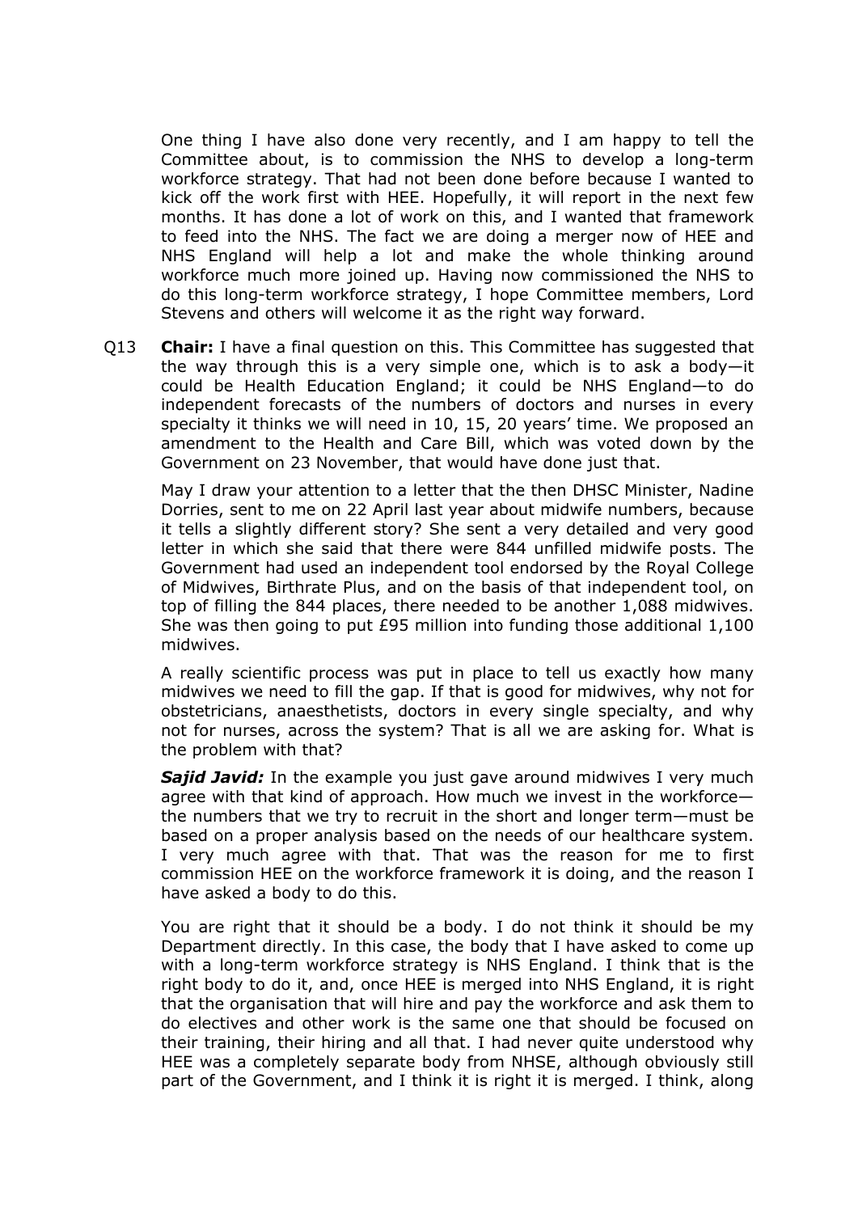One thing I have also done very recently, and I am happy to tell the Committee about, is to commission the NHS to develop a long-term workforce strategy. That had not been done before because I wanted to kick off the work first with HEE. Hopefully, it will report in the next few months. It has done a lot of work on this, and I wanted that framework to feed into the NHS. The fact we are doing a merger now of HEE and NHS England will help a lot and make the whole thinking around workforce much more joined up. Having now commissioned the NHS to do this long-term workforce strategy, I hope Committee members, Lord Stevens and others will welcome it as the right way forward.

Q13 **Chair:** I have a final question on this. This Committee has suggested that the way through this is a very simple one, which is to ask a body—it could be Health Education England; it could be NHS England—to do independent forecasts of the numbers of doctors and nurses in every specialty it thinks we will need in 10, 15, 20 years' time. We proposed an amendment to the Health and Care Bill, which was voted down by the Government on 23 November, that would have done just that.

May I draw your attention to a letter that the then DHSC Minister, Nadine Dorries, sent to me on 22 April last year about midwife numbers, because it tells a slightly different story? She sent a very detailed and very good letter in which she said that there were 844 unfilled midwife posts. The Government had used an independent tool endorsed by the Royal College of Midwives, Birthrate Plus, and on the basis of that independent tool, on top of filling the 844 places, there needed to be another 1,088 midwives. She was then going to put £95 million into funding those additional 1,100 midwives.

A really scientific process was put in place to tell us exactly how many midwives we need to fill the gap. If that is good for midwives, why not for obstetricians, anaesthetists, doctors in every single specialty, and why not for nurses, across the system? That is all we are asking for. What is the problem with that?

***Sajid Javid:*** In the example you just gave around midwives I very much agree with that kind of approach. How much we invest in the workforce—the numbers that we try to recruit in the short and longer term—must be based on a proper analysis based on the needs of our healthcare system. I very much agree with that. That was the reason for me to first commission HEE on the workforce framework it is doing, and the reason I have asked a body to do this.

You are right that it should be a body. I do not think it should be my Department directly. In this case, the body that I have asked to come up with a long-term workforce strategy is NHS England. I think that is the right body to do it, and, once HEE is merged into NHS England, it is right that the organisation that will hire and pay the workforce and ask them to do electives and other work is the same one that should be focused on their training, their hiring and all that. I had never quite understood why HEE was a completely separate body from NHSE, although obviously still part of the Government, and I think it is right it is merged. I think, along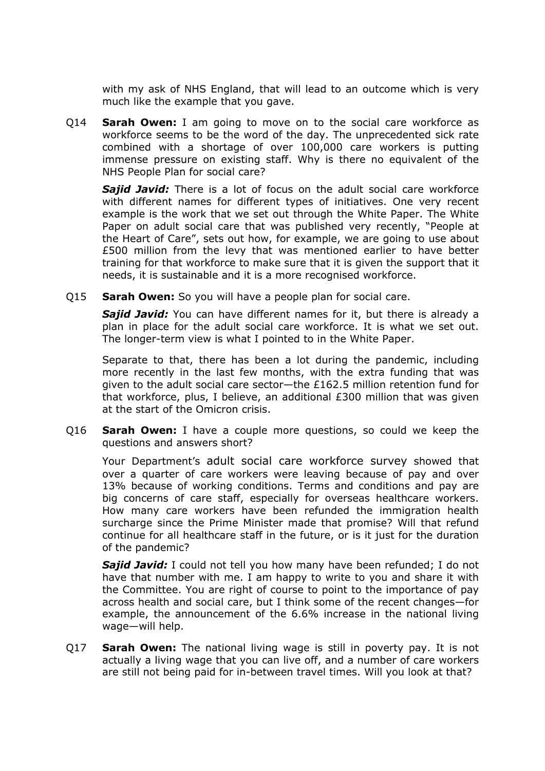with my ask of NHS England, that will lead to an outcome which is very much like the example that you gave.

Q14 **Sarah Owen:** I am going to move on to the social care workforce as workforce seems to be the word of the day. The unprecedented sick rate combined with a shortage of over 100,000 care workers is putting immense pressure on existing staff. Why is there no equivalent of the NHS People Plan for social care?

***Sajid Javid:*** There is a lot of focus on the adult social care workforce with different names for different types of initiatives. One very recent example is the work that we set out through the White Paper. The White Paper on adult social care that was published very recently, "People at the Heart of Care", sets out how, for example, we are going to use about £500 million from the levy that was mentioned earlier to have better training for that workforce to make sure that it is given the support that it needs, it is sustainable and it is a more recognised workforce.

Q15 **Sarah Owen:** So you will have a people plan for social care.

***Sajid Javid:*** You can have different names for it, but there is already a plan in place for the adult social care workforce. It is what we set out. The longer-term view is what I pointed to in the White Paper.

Separate to that, there has been a lot during the pandemic, including more recently in the last few months, with the extra funding that was given to the adult social care sector—the £162.5 million retention fund for that workforce, plus, I believe, an additional £300 million that was given at the start of the Omicron crisis.

Q16 **Sarah Owen:** I have a couple more questions, so could we keep the questions and answers short?

Your Department's adult social care workforce survey showed that over a quarter of care workers were leaving because of pay and over 13% because of working conditions. Terms and conditions and pay are big concerns of care staff, especially for overseas healthcare workers. How many care workers have been refunded the immigration health surcharge since the Prime Minister made that promise? Will that refund continue for all healthcare staff in the future, or is it just for the duration of the pandemic?

***Sajid Javid:*** I could not tell you how many have been refunded; I do not have that number with me. I am happy to write to you and share it with the Committee. You are right of course to point to the importance of pay across health and social care, but I think some of the recent changes—for example, the announcement of the 6.6% increase in the national living wage—will help.

Q17 **Sarah Owen:** The national living wage is still in poverty pay. It is not actually a living wage that you can live off, and a number of care workers are still not being paid for in-between travel times. Will you look at that?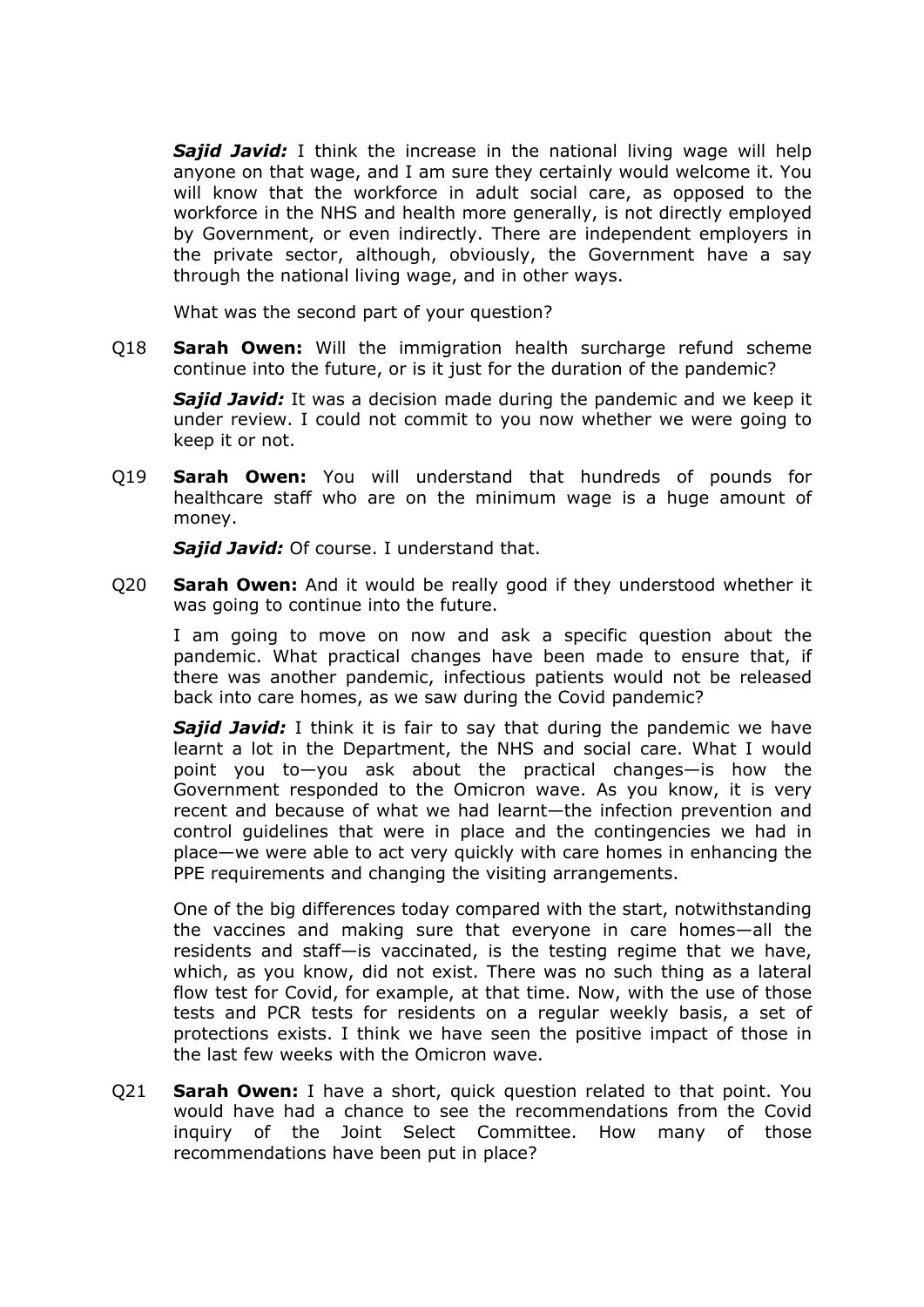***Sajid Javid:*** I think the increase in the national living wage will help anyone on that wage, and I am sure they certainly would welcome it. You will know that the workforce in adult social care, as opposed to the workforce in the NHS and health more generally, is not directly employed by Government, or even indirectly. There are independent employers in the private sector, although, obviously, the Government have a say through the national living wage, and in other ways.

What was the second part of your question?

Q18 **Sarah Owen:** Will the immigration health surcharge refund scheme continue into the future, or is it just for the duration of the pandemic?

***Sajid Javid:*** It was a decision made during the pandemic and we keep it under review. I could not commit to you now whether we were going to keep it or not.

Q19 **Sarah Owen:** You will understand that hundreds of pounds for healthcare staff who are on the minimum wage is a huge amount of money.

***Sajid Javid:*** Of course. I understand that.

Q20 **Sarah Owen:** And it would be really good if they understood whether it was going to continue into the future.

I am going to move on now and ask a specific question about the pandemic. What practical changes have been made to ensure that, if there was another pandemic, infectious patients would not be released back into care homes, as we saw during the Covid pandemic?

***Sajid Javid:*** I think it is fair to say that during the pandemic we have learnt a lot in the Department, the NHS and social care. What I would point you to—you ask about the practical changes—is how the Government responded to the Omicron wave. As you know, it is very recent and because of what we had learnt—the infection prevention and control guidelines that were in place and the contingencies we had in place—we were able to act very quickly with care homes in enhancing the PPE requirements and changing the visiting arrangements.

One of the big differences today compared with the start, notwithstanding the vaccines and making sure that everyone in care homes—all the residents and staff—is vaccinated, is the testing regime that we have, which, as you know, did not exist. There was no such thing as a lateral flow test for Covid, for example, at that time. Now, with the use of those tests and PCR tests for residents on a regular weekly basis, a set of protections exists. I think we have seen the positive impact of those in the last few weeks with the Omicron wave.

Q21 **Sarah Owen:** I have a short, quick question related to that point. You would have had a chance to see the recommendations from the Covid inquiry of the Joint Select Committee. How many of those recommendations have been put in place?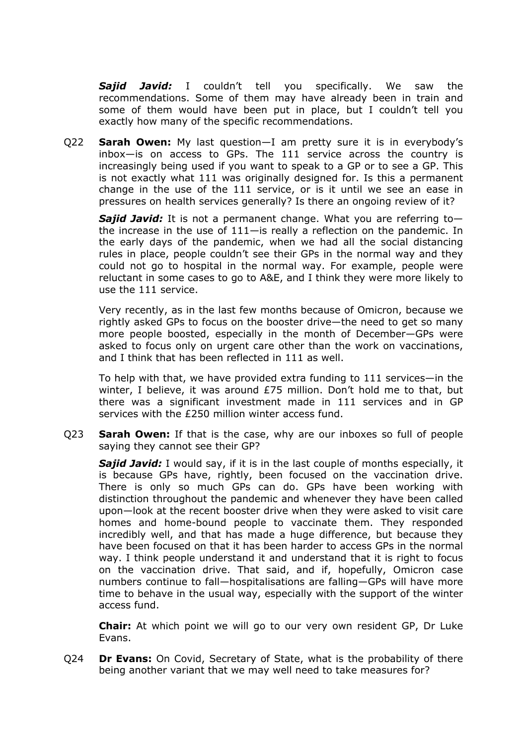***Sajid Javid:*** I couldn't tell you specifically. We saw the recommendations. Some of them may have already been in train and some of them would have been put in place, but I couldn't tell you exactly how many of the specific recommendations.

Q22 **Sarah Owen:** My last question—I am pretty sure it is in everybody's inbox—is on access to GPs. The 111 service across the country is increasingly being used if you want to speak to a GP or to see a GP. This is not exactly what 111 was originally designed for. Is this a permanent change in the use of the 111 service, or is it until we see an ease in pressures on health services generally? Is there an ongoing review of it?

***Sajid Javid:*** It is not a permanent change. What you are referring to—the increase in the use of 111—is really a reflection on the pandemic. In the early days of the pandemic, when we had all the social distancing rules in place, people couldn't see their GPs in the normal way and they could not go to hospital in the normal way. For example, people were reluctant in some cases to go to A&E, and I think they were more likely to use the 111 service.

Very recently, as in the last few months because of Omicron, because we rightly asked GPs to focus on the booster drive—the need to get so many more people boosted, especially in the month of December—GPs were asked to focus only on urgent care other than the work on vaccinations, and I think that has been reflected in 111 as well.

To help with that, we have provided extra funding to 111 services—in the winter, I believe, it was around £75 million. Don't hold me to that, but there was a significant investment made in 111 services and in GP services with the £250 million winter access fund.

Q23 **Sarah Owen:** If that is the case, why are our inboxes so full of people saying they cannot see their GP?

***Sajid Javid:*** I would say, if it is in the last couple of months especially, it is because GPs have, rightly, been focused on the vaccination drive. There is only so much GPs can do. GPs have been working with distinction throughout the pandemic and whenever they have been called upon—look at the recent booster drive when they were asked to visit care homes and home-bound people to vaccinate them. They responded incredibly well, and that has made a huge difference, but because they have been focused on that it has been harder to access GPs in the normal way. I think people understand it and understand that it is right to focus on the vaccination drive. That said, and if, hopefully, Omicron case numbers continue to fall—hospitalisations are falling—GPs will have more time to behave in the usual way, especially with the support of the winter access fund.

**Chair:** At which point we will go to our very own resident GP, Dr Luke Evans.

Q24 **Dr Evans:** On Covid, Secretary of State, what is the probability of there being another variant that we may well need to take measures for?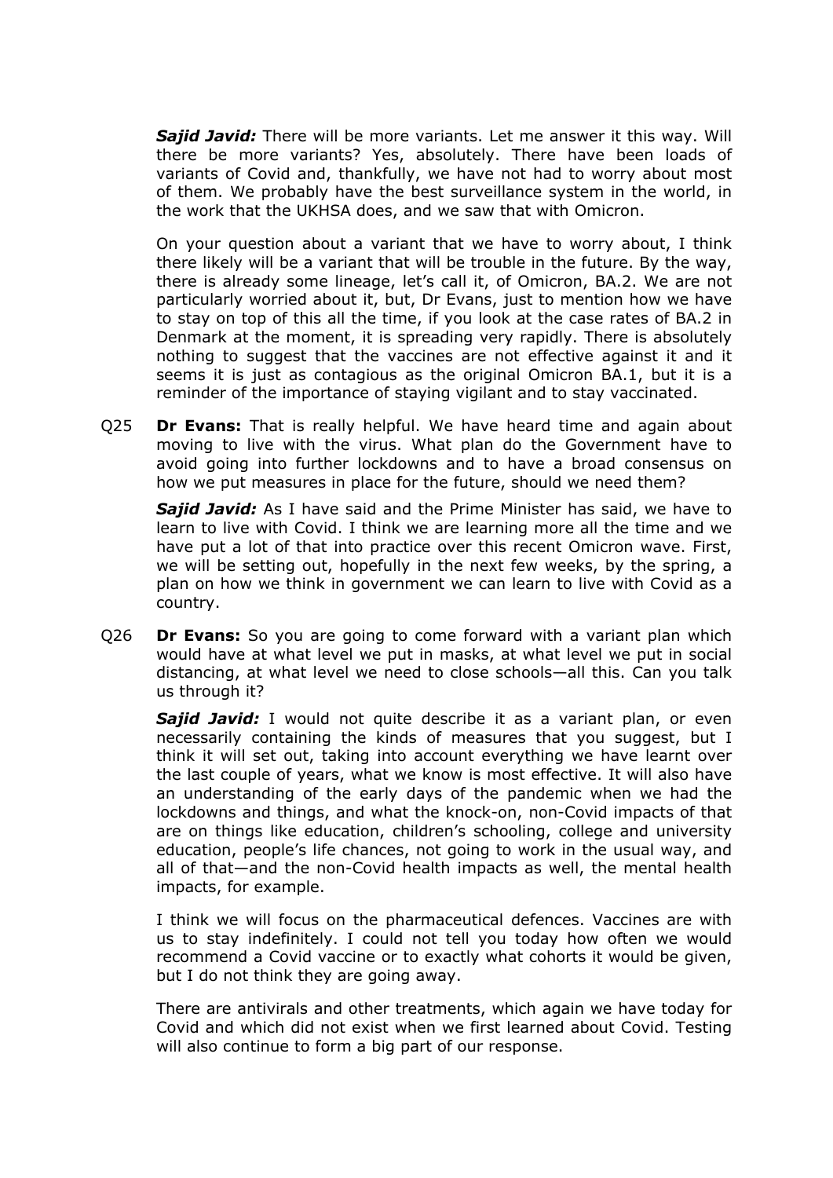***Sajid Javid:*** There will be more variants. Let me answer it this way. Will there be more variants? Yes, absolutely. There have been loads of variants of Covid and, thankfully, we have not had to worry about most of them. We probably have the best surveillance system in the world, in the work that the UKHSA does, and we saw that with Omicron.

On your question about a variant that we have to worry about, I think there likely will be a variant that will be trouble in the future. By the way, there is already some lineage, let's call it, of Omicron, BA.2. We are not particularly worried about it, but, Dr Evans, just to mention how we have to stay on top of this all the time, if you look at the case rates of BA.2 in Denmark at the moment, it is spreading very rapidly. There is absolutely nothing to suggest that the vaccines are not effective against it and it seems it is just as contagious as the original Omicron BA.1, but it is a reminder of the importance of staying vigilant and to stay vaccinated.

Q25 **Dr Evans:** That is really helpful. We have heard time and again about moving to live with the virus. What plan do the Government have to avoid going into further lockdowns and to have a broad consensus on how we put measures in place for the future, should we need them?

***Sajid Javid:*** As I have said and the Prime Minister has said, we have to learn to live with Covid. I think we are learning more all the time and we have put a lot of that into practice over this recent Omicron wave. First, we will be setting out, hopefully in the next few weeks, by the spring, a plan on how we think in government we can learn to live with Covid as a country.

Q26 **Dr Evans:** So you are going to come forward with a variant plan which would have at what level we put in masks, at what level we put in social distancing, at what level we need to close schools—all this. Can you talk us through it?

***Sajid Javid:*** I would not quite describe it as a variant plan, or even necessarily containing the kinds of measures that you suggest, but I think it will set out, taking into account everything we have learnt over the last couple of years, what we know is most effective. It will also have an understanding of the early days of the pandemic when we had the lockdowns and things, and what the knock-on, non-Covid impacts of that are on things like education, children's schooling, college and university education, people's life chances, not going to work in the usual way, and all of that—and the non-Covid health impacts as well, the mental health impacts, for example.

I think we will focus on the pharmaceutical defences. Vaccines are with us to stay indefinitely. I could not tell you today how often we would recommend a Covid vaccine or to exactly what cohorts it would be given, but I do not think they are going away.

There are antivirals and other treatments, which again we have today for Covid and which did not exist when we first learned about Covid. Testing will also continue to form a big part of our response.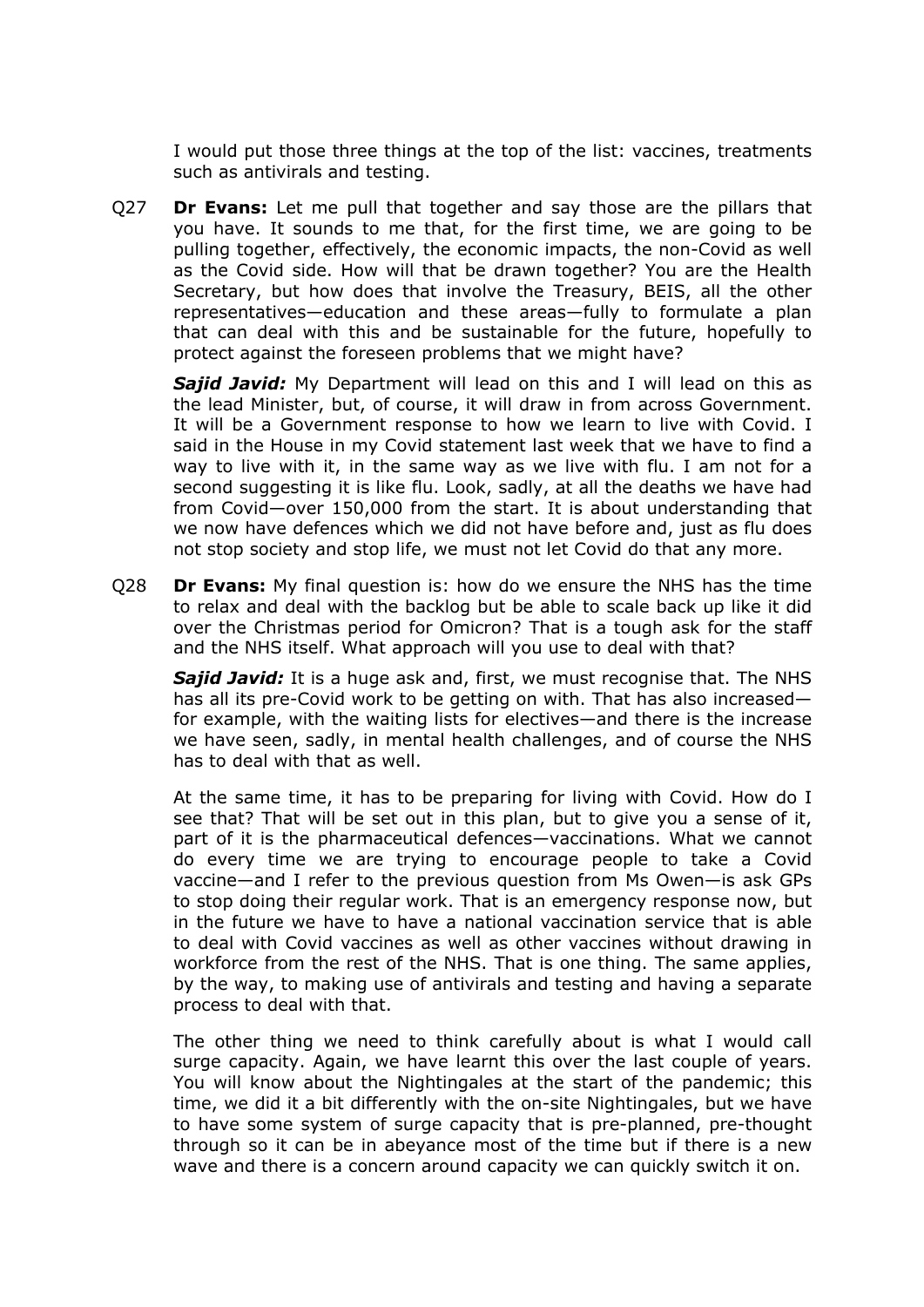I would put those three things at the top of the list: vaccines, treatments such as antivirals and testing.

Q27 **Dr Evans:** Let me pull that together and say those are the pillars that you have. It sounds to me that, for the first time, we are going to be pulling together, effectively, the economic impacts, the non-Covid as well as the Covid side. How will that be drawn together? You are the Health Secretary, but how does that involve the Treasury, BEIS, all the other representatives—education and these areas—fully to formulate a plan that can deal with this and be sustainable for the future, hopefully to protect against the foreseen problems that we might have?

***Sajid Javid:*** My Department will lead on this and I will lead on this as the lead Minister, but, of course, it will draw in from across Government. It will be a Government response to how we learn to live with Covid. I said in the House in my Covid statement last week that we have to find a way to live with it, in the same way as we live with flu. I am not for a second suggesting it is like flu. Look, sadly, at all the deaths we have had from Covid—over 150,000 from the start. It is about understanding that we now have defences which we did not have before and, just as flu does not stop society and stop life, we must not let Covid do that any more.

Q28 **Dr Evans:** My final question is: how do we ensure the NHS has the time to relax and deal with the backlog but be able to scale back up like it did over the Christmas period for Omicron? That is a tough ask for the staff and the NHS itself. What approach will you use to deal with that?

***Sajid Javid:*** It is a huge ask and, first, we must recognise that. The NHS has all its pre-Covid work to be getting on with. That has also increased—for example, with the waiting lists for electives—and there is the increase we have seen, sadly, in mental health challenges, and of course the NHS has to deal with that as well.

At the same time, it has to be preparing for living with Covid. How do I see that? That will be set out in this plan, but to give you a sense of it, part of it is the pharmaceutical defences—vaccinations. What we cannot do every time we are trying to encourage people to take a Covid vaccine—and I refer to the previous question from Ms Owen—is ask GPs to stop doing their regular work. That is an emergency response now, but in the future we have to have a national vaccination service that is able to deal with Covid vaccines as well as other vaccines without drawing in workforce from the rest of the NHS. That is one thing. The same applies, by the way, to making use of antivirals and testing and having a separate process to deal with that.

The other thing we need to think carefully about is what I would call surge capacity. Again, we have learnt this over the last couple of years. You will know about the Nightingales at the start of the pandemic; this time, we did it a bit differently with the on-site Nightingales, but we have to have some system of surge capacity that is pre-planned, pre-thought through so it can be in abeyance most of the time but if there is a new wave and there is a concern around capacity we can quickly switch it on.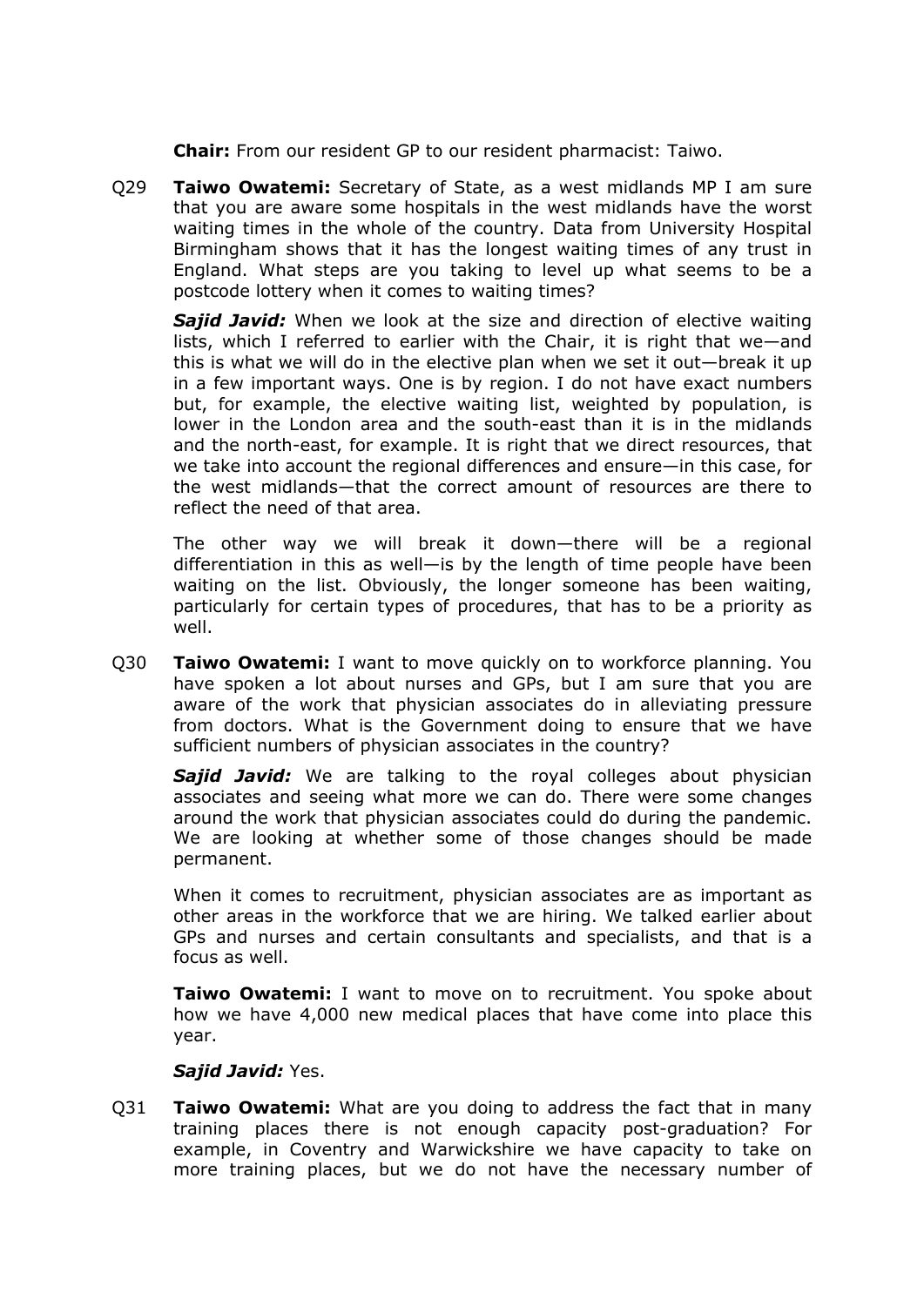**Chair:** From our resident GP to our resident pharmacist: Taiwo.

Q29 **Taiwo Owatemi:** Secretary of State, as a west midlands MP I am sure that you are aware some hospitals in the west midlands have the worst waiting times in the whole of the country. Data from University Hospital Birmingham shows that it has the longest waiting times of any trust in England. What steps are you taking to level up what seems to be a postcode lottery when it comes to waiting times?

***Sajid Javid:*** When we look at the size and direction of elective waiting lists, which I referred to earlier with the Chair, it is right that we—and this is what we will do in the elective plan when we set it out—break it up in a few important ways. One is by region. I do not have exact numbers but, for example, the elective waiting list, weighted by population, is lower in the London area and the south-east than it is in the midlands and the north-east, for example. It is right that we direct resources, that we take into account the regional differences and ensure—in this case, for the west midlands—that the correct amount of resources are there to reflect the need of that area.

The other way we will break it down—there will be a regional differentiation in this as well—is by the length of time people have been waiting on the list. Obviously, the longer someone has been waiting, particularly for certain types of procedures, that has to be a priority as well.

Q30 **Taiwo Owatemi:** I want to move quickly on to workforce planning. You have spoken a lot about nurses and GPs, but I am sure that you are aware of the work that physician associates do in alleviating pressure from doctors. What is the Government doing to ensure that we have sufficient numbers of physician associates in the country?

***Sajid Javid:*** We are talking to the royal colleges about physician associates and seeing what more we can do. There were some changes around the work that physician associates could do during the pandemic. We are looking at whether some of those changes should be made permanent.

When it comes to recruitment, physician associates are as important as other areas in the workforce that we are hiring. We talked earlier about GPs and nurses and certain consultants and specialists, and that is a focus as well.

**Taiwo Owatemi:** I want to move on to recruitment. You spoke about how we have 4,000 new medical places that have come into place this year.

***Sajid Javid:*** Yes.

Q31 **Taiwo Owatemi:** What are you doing to address the fact that in many training places there is not enough capacity post-graduation? For example, in Coventry and Warwickshire we have capacity to take on more training places, but we do not have the necessary number of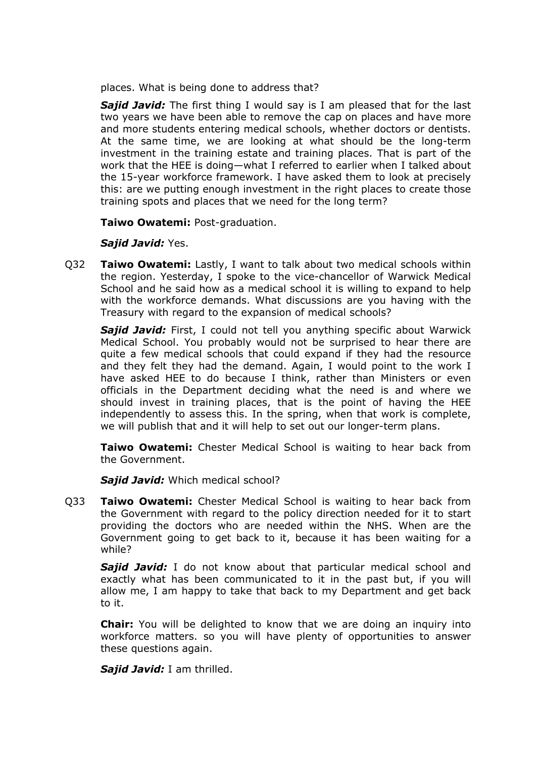places. What is being done to address that?

***Sajid Javid:*** The first thing I would say is I am pleased that for the last two years we have been able to remove the cap on places and have more and more students entering medical schools, whether doctors or dentists. At the same time, we are looking at what should be the long-term investment in the training estate and training places. That is part of the work that the HEE is doing—what I referred to earlier when I talked about the 15-year workforce framework. I have asked them to look at precisely this: are we putting enough investment in the right places to create those training spots and places that we need for the long term?

**Taiwo Owatemi:** Post-graduation.

***Sajid Javid:*** Yes.

Q32 **Taiwo Owatemi:** Lastly, I want to talk about two medical schools within the region. Yesterday, I spoke to the vice-chancellor of Warwick Medical School and he said how as a medical school it is willing to expand to help with the workforce demands. What discussions are you having with the Treasury with regard to the expansion of medical schools?

***Sajid Javid:*** First, I could not tell you anything specific about Warwick Medical School. You probably would not be surprised to hear there are quite a few medical schools that could expand if they had the resource and they felt they had the demand. Again, I would point to the work I have asked HEE to do because I think, rather than Ministers or even officials in the Department deciding what the need is and where we should invest in training places, that is the point of having the HEE independently to assess this. In the spring, when that work is complete, we will publish that and it will help to set out our longer-term plans.

**Taiwo Owatemi:** Chester Medical School is waiting to hear back from the Government.

***Sajid Javid:*** Which medical school?

Q33 **Taiwo Owatemi:** Chester Medical School is waiting to hear back from the Government with regard to the policy direction needed for it to start providing the doctors who are needed within the NHS. When are the Government going to get back to it, because it has been waiting for a while?

***Sajid Javid:*** I do not know about that particular medical school and exactly what has been communicated to it in the past but, if you will allow me, I am happy to take that back to my Department and get back to it.

**Chair:** You will be delighted to know that we are doing an inquiry into workforce matters. so you will have plenty of opportunities to answer these questions again.

***Sajid Javid:*** I am thrilled.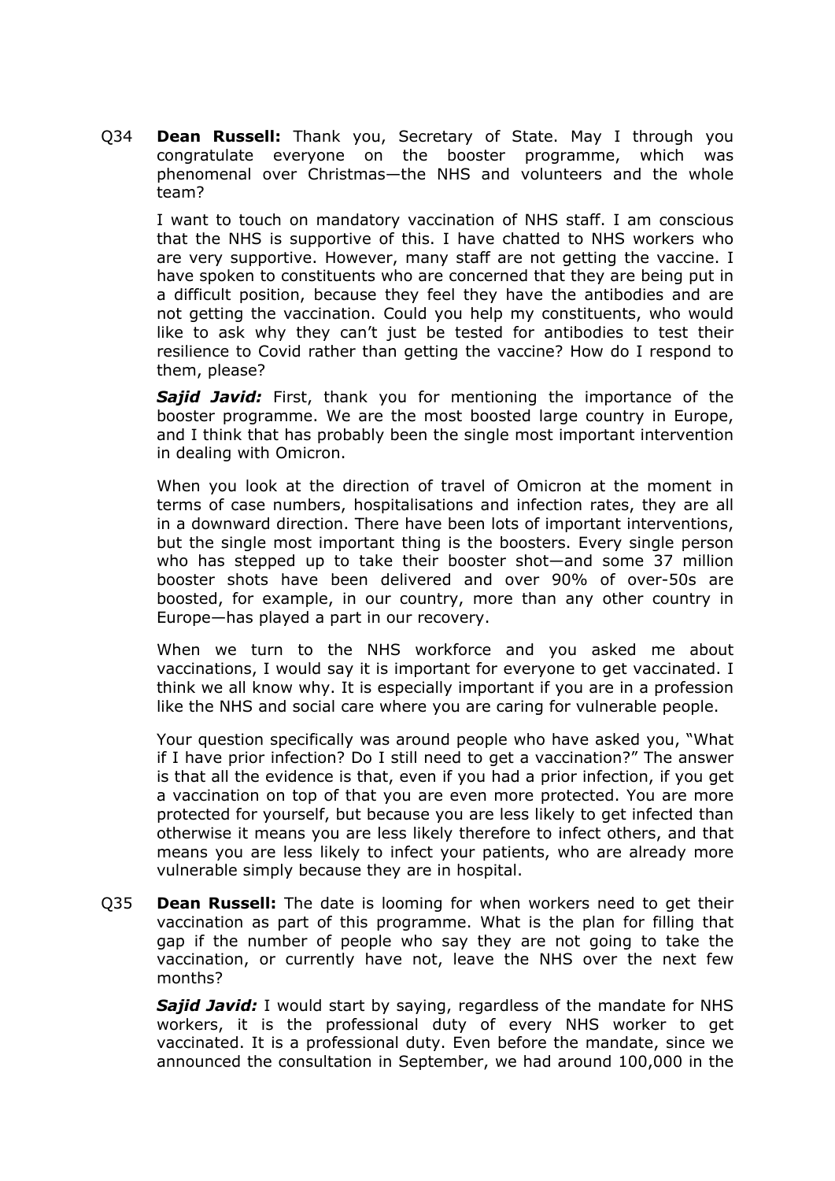Q34 **Dean Russell:** Thank you, Secretary of State. May I through you congratulate everyone on the booster programme, which was phenomenal over Christmas—the NHS and volunteers and the whole team?

I want to touch on mandatory vaccination of NHS staff. I am conscious that the NHS is supportive of this. I have chatted to NHS workers who are very supportive. However, many staff are not getting the vaccine. I have spoken to constituents who are concerned that they are being put in a difficult position, because they feel they have the antibodies and are not getting the vaccination. Could you help my constituents, who would like to ask why they can't just be tested for antibodies to test their resilience to Covid rather than getting the vaccine? How do I respond to them, please?

***Sajid Javid:*** First, thank you for mentioning the importance of the booster programme. We are the most boosted large country in Europe, and I think that has probably been the single most important intervention in dealing with Omicron.

When you look at the direction of travel of Omicron at the moment in terms of case numbers, hospitalisations and infection rates, they are all in a downward direction. There have been lots of important interventions, but the single most important thing is the boosters. Every single person who has stepped up to take their booster shot—and some 37 million booster shots have been delivered and over 90% of over-50s are boosted, for example, in our country, more than any other country in Europe—has played a part in our recovery.

When we turn to the NHS workforce and you asked me about vaccinations, I would say it is important for everyone to get vaccinated. I think we all know why. It is especially important if you are in a profession like the NHS and social care where you are caring for vulnerable people.

Your question specifically was around people who have asked you, "What if I have prior infection? Do I still need to get a vaccination?" The answer is that all the evidence is that, even if you had a prior infection, if you get a vaccination on top of that you are even more protected. You are more protected for yourself, but because you are less likely to get infected than otherwise it means you are less likely therefore to infect others, and that means you are less likely to infect your patients, who are already more vulnerable simply because they are in hospital.

Q35 **Dean Russell:** The date is looming for when workers need to get their vaccination as part of this programme. What is the plan for filling that gap if the number of people who say they are not going to take the vaccination, or currently have not, leave the NHS over the next few months?

***Sajid Javid:*** I would start by saying, regardless of the mandate for NHS workers, it is the professional duty of every NHS worker to get vaccinated. It is a professional duty. Even before the mandate, since we announced the consultation in September, we had around 100,000 in the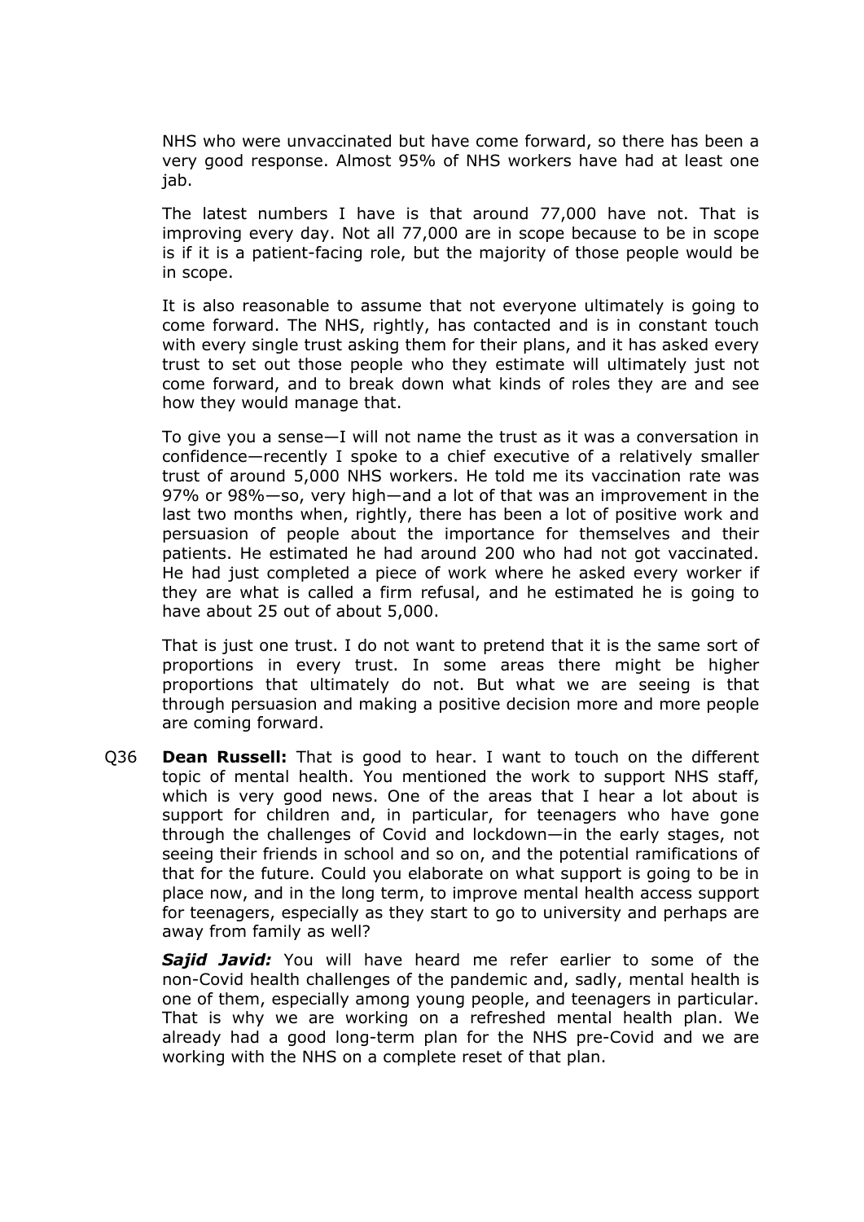NHS who were unvaccinated but have come forward, so there has been a very good response. Almost 95% of NHS workers have had at least one jab.

The latest numbers I have is that around 77,000 have not. That is improving every day. Not all 77,000 are in scope because to be in scope is if it is a patient-facing role, but the majority of those people would be in scope.

It is also reasonable to assume that not everyone ultimately is going to come forward. The NHS, rightly, has contacted and is in constant touch with every single trust asking them for their plans, and it has asked every trust to set out those people who they estimate will ultimately just not come forward, and to break down what kinds of roles they are and see how they would manage that.

To give you a sense—I will not name the trust as it was a conversation in confidence—recently I spoke to a chief executive of a relatively smaller trust of around 5,000 NHS workers. He told me its vaccination rate was 97% or 98%—so, very high—and a lot of that was an improvement in the last two months when, rightly, there has been a lot of positive work and persuasion of people about the importance for themselves and their patients. He estimated he had around 200 who had not got vaccinated. He had just completed a piece of work where he asked every worker if they are what is called a firm refusal, and he estimated he is going to have about 25 out of about 5,000.

That is just one trust. I do not want to pretend that it is the same sort of proportions in every trust. In some areas there might be higher proportions that ultimately do not. But what we are seeing is that through persuasion and making a positive decision more and more people are coming forward.

Q36 **Dean Russell:** That is good to hear. I want to touch on the different topic of mental health. You mentioned the work to support NHS staff, which is very good news. One of the areas that I hear a lot about is support for children and, in particular, for teenagers who have gone through the challenges of Covid and lockdown—in the early stages, not seeing their friends in school and so on, and the potential ramifications of that for the future. Could you elaborate on what support is going to be in place now, and in the long term, to improve mental health access support for teenagers, especially as they start to go to university and perhaps are away from family as well?

***Sajid Javid:*** You will have heard me refer earlier to some of the non-Covid health challenges of the pandemic and, sadly, mental health is one of them, especially among young people, and teenagers in particular. That is why we are working on a refreshed mental health plan. We already had a good long-term plan for the NHS pre-Covid and we are working with the NHS on a complete reset of that plan.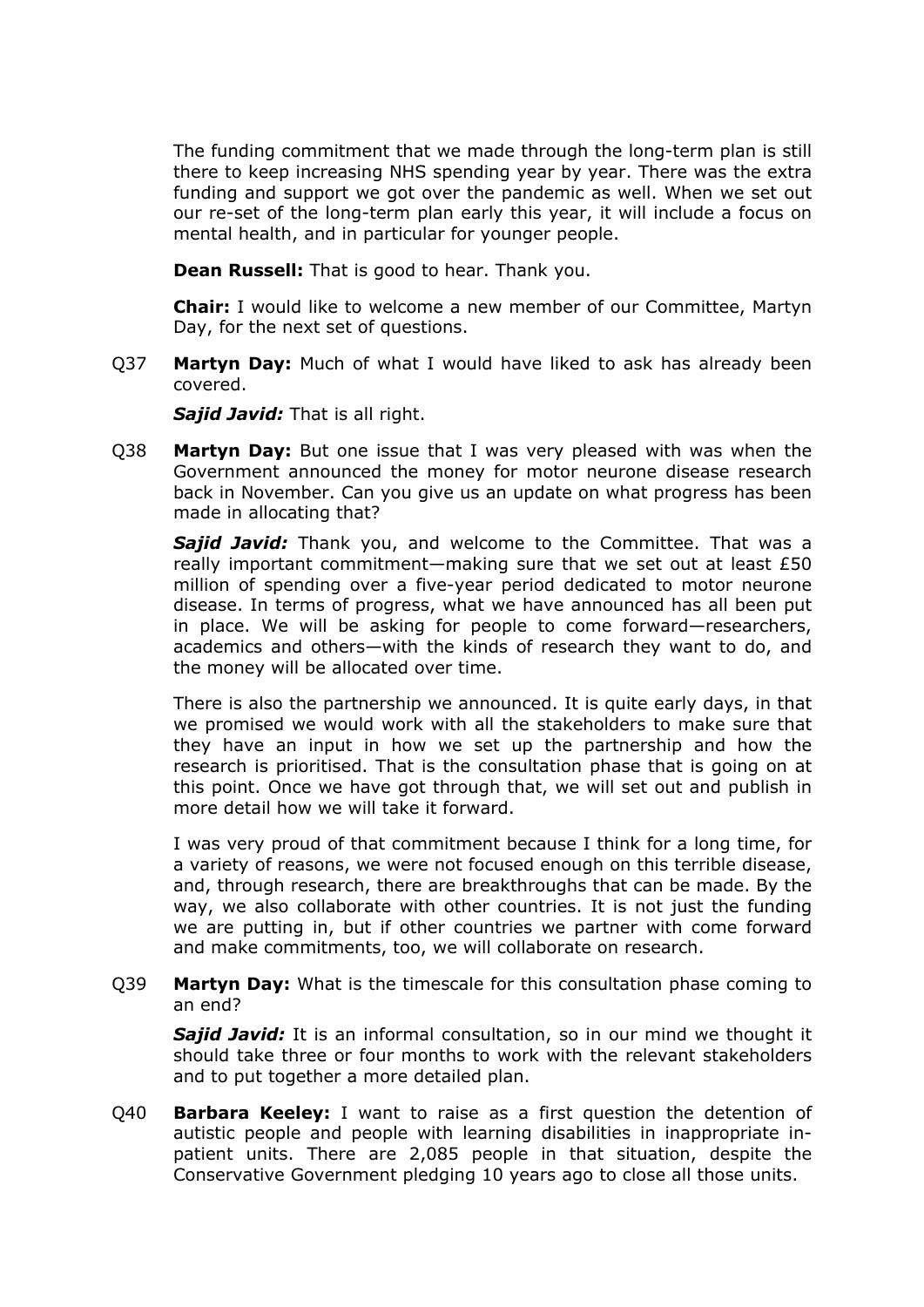The funding commitment that we made through the long-term plan is still there to keep increasing NHS spending year by year. There was the extra funding and support we got over the pandemic as well. When we set out our re-set of the long-term plan early this year, it will include a focus on mental health, and in particular for younger people.

**Dean Russell:** That is good to hear. Thank you.

**Chair:** I would like to welcome a new member of our Committee, Martyn Day, for the next set of questions.

Q37 **Martyn Day:** Much of what I would have liked to ask has already been covered.

***Sajid Javid:*** That is all right.

Q38 **Martyn Day:** But one issue that I was very pleased with was when the Government announced the money for motor neurone disease research back in November. Can you give us an update on what progress has been made in allocating that?

***Sajid Javid:*** Thank you, and welcome to the Committee. That was a really important commitment—making sure that we set out at least £50 million of spending over a five-year period dedicated to motor neurone disease. In terms of progress, what we have announced has all been put in place. We will be asking for people to come forward—researchers, academics and others—with the kinds of research they want to do, and the money will be allocated over time.

There is also the partnership we announced. It is quite early days, in that we promised we would work with all the stakeholders to make sure that they have an input in how we set up the partnership and how the research is prioritised. That is the consultation phase that is going on at this point. Once we have got through that, we will set out and publish in more detail how we will take it forward.

I was very proud of that commitment because I think for a long time, for a variety of reasons, we were not focused enough on this terrible disease, and, through research, there are breakthroughs that can be made. By the way, we also collaborate with other countries. It is not just the funding we are putting in, but if other countries we partner with come forward and make commitments, too, we will collaborate on research.

Q39 **Martyn Day:** What is the timescale for this consultation phase coming to an end?

***Sajid Javid:*** It is an informal consultation, so in our mind we thought it should take three or four months to work with the relevant stakeholders and to put together a more detailed plan.

Q40 **Barbara Keeley:** I want to raise as a first question the detention of autistic people and people with learning disabilities in inappropriate in-patient units. There are 2,085 people in that situation, despite the Conservative Government pledging 10 years ago to close all those units.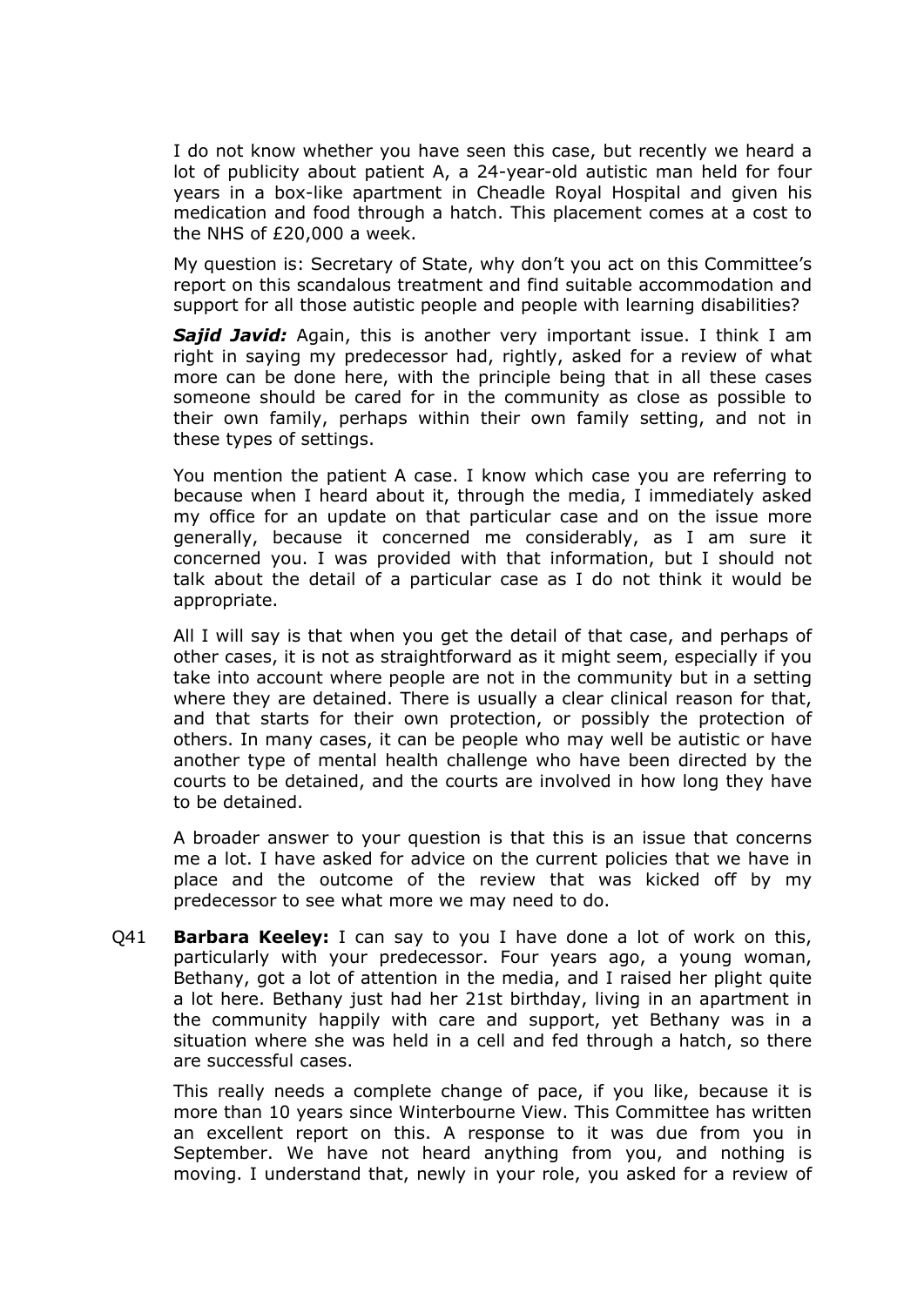I do not know whether you have seen this case, but recently we heard a lot of publicity about patient A, a 24-year-old autistic man held for four years in a box-like apartment in Cheadle Royal Hospital and given his medication and food through a hatch. This placement comes at a cost to the NHS of £20,000 a week.

My question is: Secretary of State, why don't you act on this Committee's report on this scandalous treatment and find suitable accommodation and support for all those autistic people and people with learning disabilities?

***Sajid Javid:*** Again, this is another very important issue. I think I am right in saying my predecessor had, rightly, asked for a review of what more can be done here, with the principle being that in all these cases someone should be cared for in the community as close as possible to their own family, perhaps within their own family setting, and not in these types of settings.

You mention the patient A case. I know which case you are referring to because when I heard about it, through the media, I immediately asked my office for an update on that particular case and on the issue more generally, because it concerned me considerably, as I am sure it concerned you. I was provided with that information, but I should not talk about the detail of a particular case as I do not think it would be appropriate.

All I will say is that when you get the detail of that case, and perhaps of other cases, it is not as straightforward as it might seem, especially if you take into account where people are not in the community but in a setting where they are detained. There is usually a clear clinical reason for that, and that starts for their own protection, or possibly the protection of others. In many cases, it can be people who may well be autistic or have another type of mental health challenge who have been directed by the courts to be detained, and the courts are involved in how long they have to be detained.

A broader answer to your question is that this is an issue that concerns me a lot. I have asked for advice on the current policies that we have in place and the outcome of the review that was kicked off by my predecessor to see what more we may need to do.

Q41 **Barbara Keeley:** I can say to you I have done a lot of work on this, particularly with your predecessor. Four years ago, a young woman, Bethany, got a lot of attention in the media, and I raised her plight quite a lot here. Bethany just had her 21st birthday, living in an apartment in the community happily with care and support, yet Bethany was in a situation where she was held in a cell and fed through a hatch, so there are successful cases.

This really needs a complete change of pace, if you like, because it is more than 10 years since Winterbourne View. This Committee has written an excellent report on this. A response to it was due from you in September. We have not heard anything from you, and nothing is moving. I understand that, newly in your role, you asked for a review of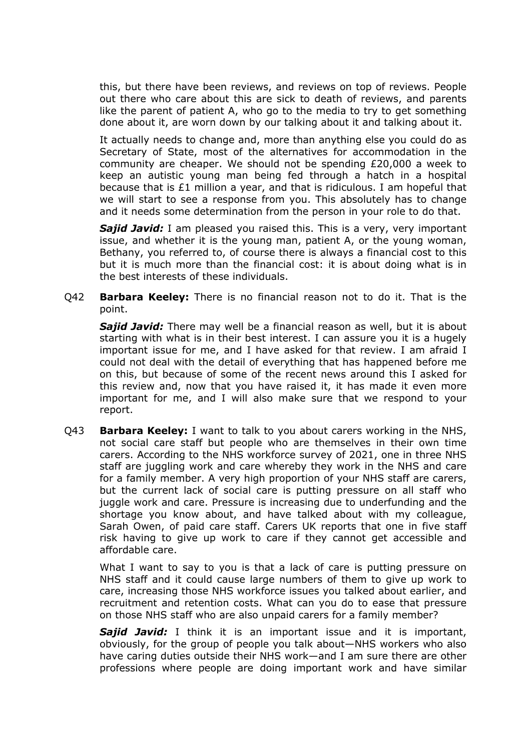this, but there have been reviews, and reviews on top of reviews. People out there who care about this are sick to death of reviews, and parents like the parent of patient A, who go to the media to try to get something done about it, are worn down by our talking about it and talking about it.

It actually needs to change and, more than anything else you could do as Secretary of State, most of the alternatives for accommodation in the community are cheaper. We should not be spending £20,000 a week to keep an autistic young man being fed through a hatch in a hospital because that is £1 million a year, and that is ridiculous. I am hopeful that we will start to see a response from you. This absolutely has to change and it needs some determination from the person in your role to do that.

***Sajid Javid:*** I am pleased you raised this. This is a very, very important issue, and whether it is the young man, patient A, or the young woman, Bethany, you referred to, of course there is always a financial cost to this but it is much more than the financial cost: it is about doing what is in the best interests of these individuals.

Q42 **Barbara Keeley:** There is no financial reason not to do it. That is the point.

***Sajid Javid:*** There may well be a financial reason as well, but it is about starting with what is in their best interest. I can assure you it is a hugely important issue for me, and I have asked for that review. I am afraid I could not deal with the detail of everything that has happened before me on this, but because of some of the recent news around this I asked for this review and, now that you have raised it, it has made it even more important for me, and I will also make sure that we respond to your report.

Q43 **Barbara Keeley:** I want to talk to you about carers working in the NHS, not social care staff but people who are themselves in their own time carers. According to the NHS workforce survey of 2021, one in three NHS staff are juggling work and care whereby they work in the NHS and care for a family member. A very high proportion of your NHS staff are carers, but the current lack of social care is putting pressure on all staff who juggle work and care. Pressure is increasing due to underfunding and the shortage you know about, and have talked about with my colleague, Sarah Owen, of paid care staff. Carers UK reports that one in five staff risk having to give up work to care if they cannot get accessible and affordable care.

What I want to say to you is that a lack of care is putting pressure on NHS staff and it could cause large numbers of them to give up work to care, increasing those NHS workforce issues you talked about earlier, and recruitment and retention costs. What can you do to ease that pressure on those NHS staff who are also unpaid carers for a family member?

***Sajid Javid:*** I think it is an important issue and it is important, obviously, for the group of people you talk about—NHS workers who also have caring duties outside their NHS work—and I am sure there are other professions where people are doing important work and have similar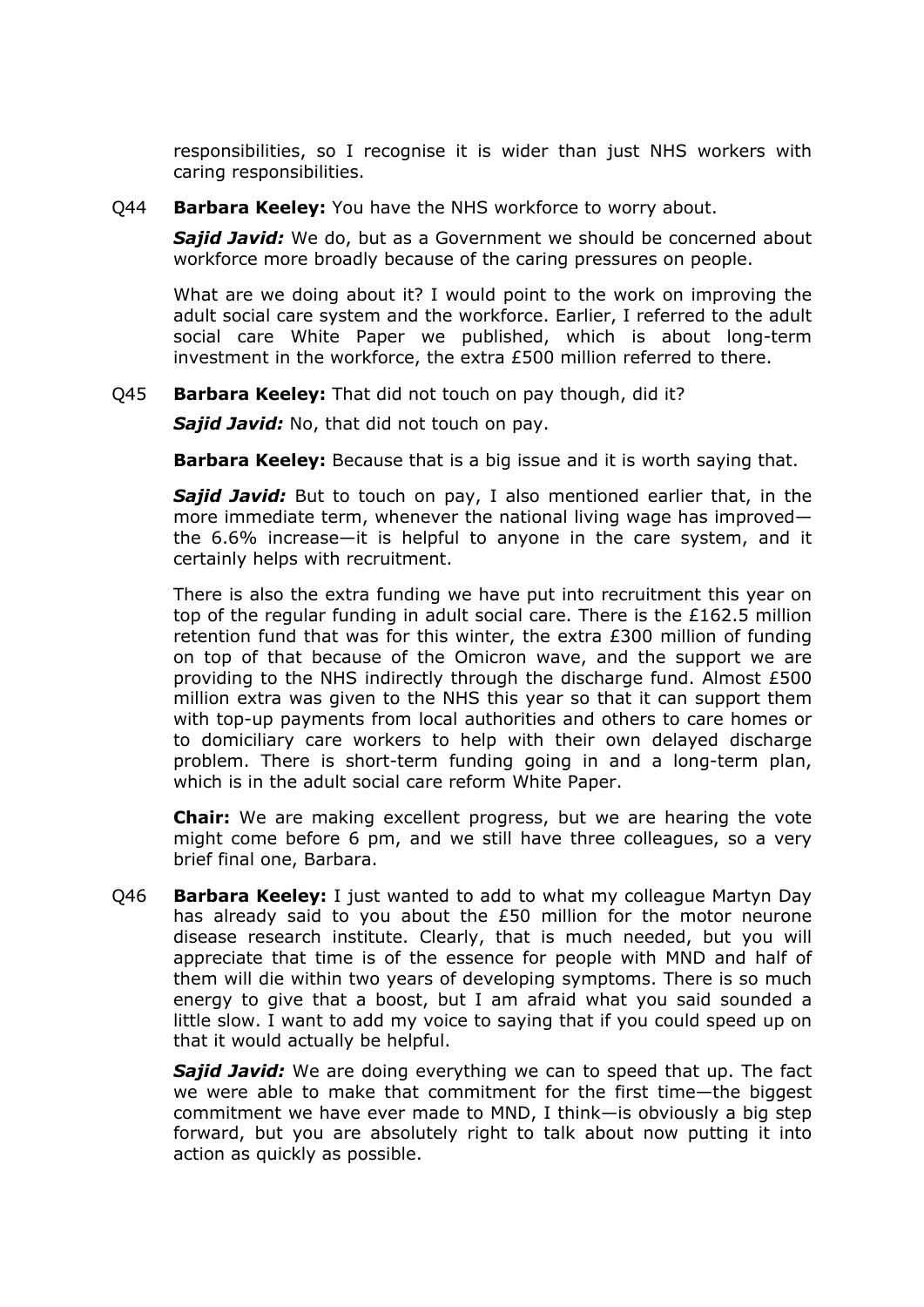responsibilities, so I recognise it is wider than just NHS workers with caring responsibilities.

Q44 **Barbara Keeley:** You have the NHS workforce to worry about.

***Sajid Javid:*** We do, but as a Government we should be concerned about workforce more broadly because of the caring pressures on people.

What are we doing about it? I would point to the work on improving the adult social care system and the workforce. Earlier, I referred to the adult social care White Paper we published, which is about long-term investment in the workforce, the extra £500 million referred to there.

Q45 **Barbara Keeley:** That did not touch on pay though, did it?

***Sajid Javid:*** No, that did not touch on pay.

**Barbara Keeley:** Because that is a big issue and it is worth saying that.

***Sajid Javid:*** But to touch on pay, I also mentioned earlier that, in the more immediate term, whenever the national living wage has improved—the 6.6% increase—it is helpful to anyone in the care system, and it certainly helps with recruitment.

There is also the extra funding we have put into recruitment this year on top of the regular funding in adult social care. There is the £162.5 million retention fund that was for this winter, the extra £300 million of funding on top of that because of the Omicron wave, and the support we are providing to the NHS indirectly through the discharge fund. Almost £500 million extra was given to the NHS this year so that it can support them with top-up payments from local authorities and others to care homes or to domiciliary care workers to help with their own delayed discharge problem. There is short-term funding going in and a long-term plan, which is in the adult social care reform White Paper.

**Chair:** We are making excellent progress, but we are hearing the vote might come before 6 pm, and we still have three colleagues, so a very brief final one, Barbara.

Q46 **Barbara Keeley:** I just wanted to add to what my colleague Martyn Day has already said to you about the £50 million for the motor neurone disease research institute. Clearly, that is much needed, but you will appreciate that time is of the essence for people with MND and half of them will die within two years of developing symptoms. There is so much energy to give that a boost, but I am afraid what you said sounded a little slow. I want to add my voice to saying that if you could speed up on that it would actually be helpful.

***Sajid Javid:*** We are doing everything we can to speed that up. The fact we were able to make that commitment for the first time—the biggest commitment we have ever made to MND, I think—is obviously a big step forward, but you are absolutely right to talk about now putting it into action as quickly as possible.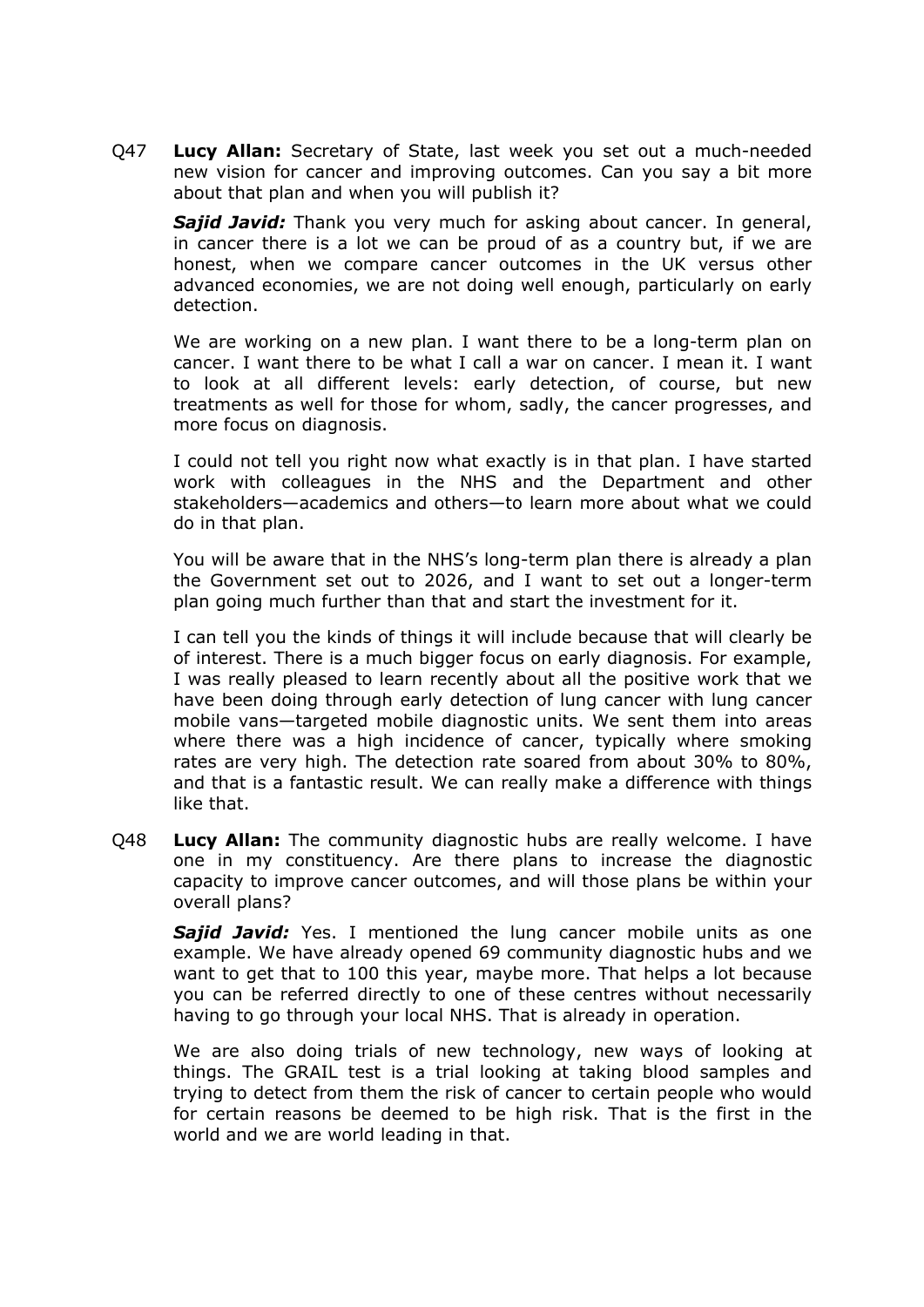Q47 **Lucy Allan:** Secretary of State, last week you set out a much-needed new vision for cancer and improving outcomes. Can you say a bit more about that plan and when you will publish it?

***Sajid Javid:*** Thank you very much for asking about cancer. In general, in cancer there is a lot we can be proud of as a country but, if we are honest, when we compare cancer outcomes in the UK versus other advanced economies, we are not doing well enough, particularly on early detection.

We are working on a new plan. I want there to be a long-term plan on cancer. I want there to be what I call a war on cancer. I mean it. I want to look at all different levels: early detection, of course, but new treatments as well for those for whom, sadly, the cancer progresses, and more focus on diagnosis.

I could not tell you right now what exactly is in that plan. I have started work with colleagues in the NHS and the Department and other stakeholders—academics and others—to learn more about what we could do in that plan.

You will be aware that in the NHS's long-term plan there is already a plan the Government set out to 2026, and I want to set out a longer-term plan going much further than that and start the investment for it.

I can tell you the kinds of things it will include because that will clearly be of interest. There is a much bigger focus on early diagnosis. For example, I was really pleased to learn recently about all the positive work that we have been doing through early detection of lung cancer with lung cancer mobile vans—targeted mobile diagnostic units. We sent them into areas where there was a high incidence of cancer, typically where smoking rates are very high. The detection rate soared from about 30% to 80%, and that is a fantastic result. We can really make a difference with things like that.

Q48 **Lucy Allan:** The community diagnostic hubs are really welcome. I have one in my constituency. Are there plans to increase the diagnostic capacity to improve cancer outcomes, and will those plans be within your overall plans?

***Sajid Javid:*** Yes. I mentioned the lung cancer mobile units as one example. We have already opened 69 community diagnostic hubs and we want to get that to 100 this year, maybe more. That helps a lot because you can be referred directly to one of these centres without necessarily having to go through your local NHS. That is already in operation.

We are also doing trials of new technology, new ways of looking at things. The GRAIL test is a trial looking at taking blood samples and trying to detect from them the risk of cancer to certain people who would for certain reasons be deemed to be high risk. That is the first in the world and we are world leading in that.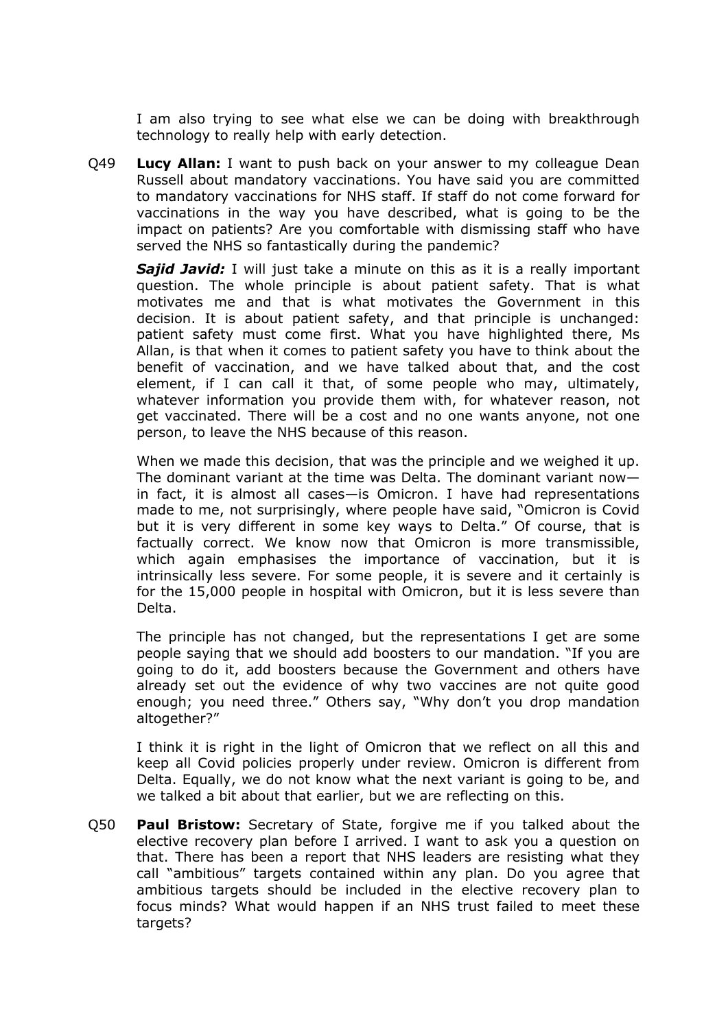I am also trying to see what else we can be doing with breakthrough technology to really help with early detection.

Q49 **Lucy Allan:** I want to push back on your answer to my colleague Dean Russell about mandatory vaccinations. You have said you are committed to mandatory vaccinations for NHS staff. If staff do not come forward for vaccinations in the way you have described, what is going to be the impact on patients? Are you comfortable with dismissing staff who have served the NHS so fantastically during the pandemic?

***Sajid Javid:*** I will just take a minute on this as it is a really important question. The whole principle is about patient safety. That is what motivates me and that is what motivates the Government in this decision. It is about patient safety, and that principle is unchanged: patient safety must come first. What you have highlighted there, Ms Allan, is that when it comes to patient safety you have to think about the benefit of vaccination, and we have talked about that, and the cost element, if I can call it that, of some people who may, ultimately, whatever information you provide them with, for whatever reason, not get vaccinated. There will be a cost and no one wants anyone, not one person, to leave the NHS because of this reason.

When we made this decision, that was the principle and we weighed it up. The dominant variant at the time was Delta. The dominant variant now—in fact, it is almost all cases—is Omicron. I have had representations made to me, not surprisingly, where people have said, "Omicron is Covid but it is very different in some key ways to Delta." Of course, that is factually correct. We know now that Omicron is more transmissible, which again emphasises the importance of vaccination, but it is intrinsically less severe. For some people, it is severe and it certainly is for the 15,000 people in hospital with Omicron, but it is less severe than Delta.

The principle has not changed, but the representations I get are some people saying that we should add boosters to our mandation. "If you are going to do it, add boosters because the Government and others have already set out the evidence of why two vaccines are not quite good enough; you need three." Others say, "Why don't you drop mandation altogether?"

I think it is right in the light of Omicron that we reflect on all this and keep all Covid policies properly under review. Omicron is different from Delta. Equally, we do not know what the next variant is going to be, and we talked a bit about that earlier, but we are reflecting on this.

Q50 **Paul Bristow:** Secretary of State, forgive me if you talked about the elective recovery plan before I arrived. I want to ask you a question on that. There has been a report that NHS leaders are resisting what they call "ambitious" targets contained within any plan. Do you agree that ambitious targets should be included in the elective recovery plan to focus minds? What would happen if an NHS trust failed to meet these targets?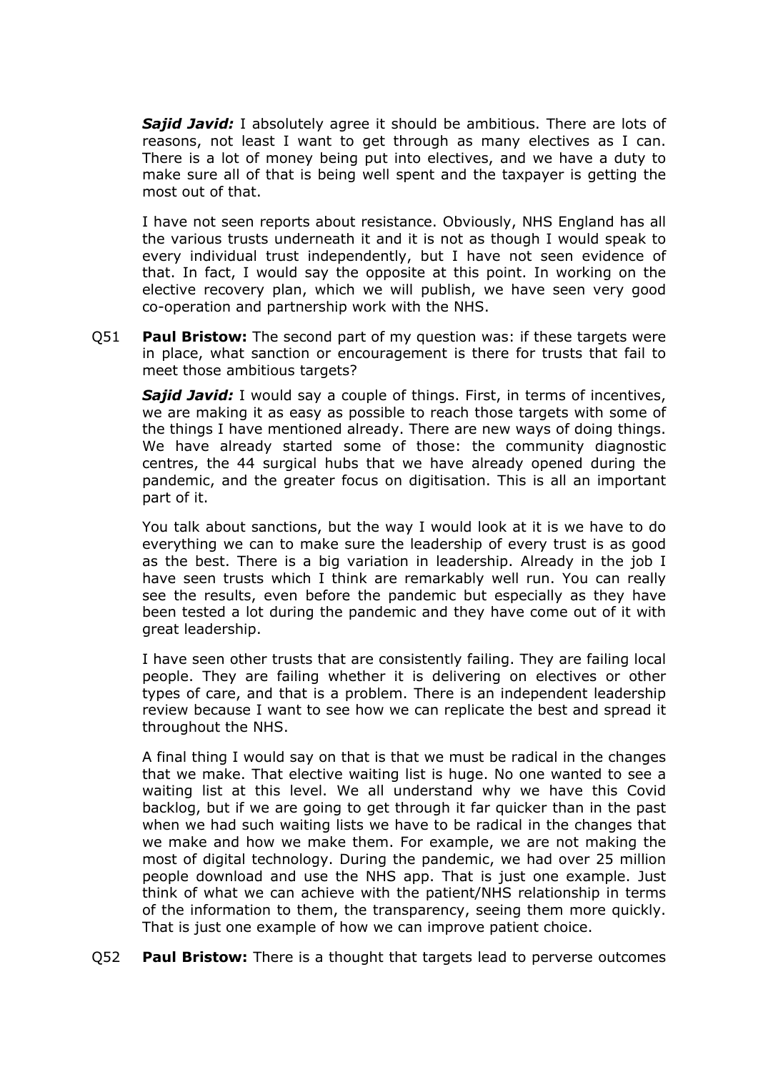***Sajid Javid:*** I absolutely agree it should be ambitious. There are lots of reasons, not least I want to get through as many electives as I can. There is a lot of money being put into electives, and we have a duty to make sure all of that is being well spent and the taxpayer is getting the most out of that.

I have not seen reports about resistance. Obviously, NHS England has all the various trusts underneath it and it is not as though I would speak to every individual trust independently, but I have not seen evidence of that. In fact, I would say the opposite at this point. In working on the elective recovery plan, which we will publish, we have seen very good co-operation and partnership work with the NHS.

Q51 **Paul Bristow:** The second part of my question was: if these targets were in place, what sanction or encouragement is there for trusts that fail to meet those ambitious targets?

***Sajid Javid:*** I would say a couple of things. First, in terms of incentives, we are making it as easy as possible to reach those targets with some of the things I have mentioned already. There are new ways of doing things. We have already started some of those: the community diagnostic centres, the 44 surgical hubs that we have already opened during the pandemic, and the greater focus on digitisation. This is all an important part of it.

You talk about sanctions, but the way I would look at it is we have to do everything we can to make sure the leadership of every trust is as good as the best. There is a big variation in leadership. Already in the job I have seen trusts which I think are remarkably well run. You can really see the results, even before the pandemic but especially as they have been tested a lot during the pandemic and they have come out of it with great leadership.

I have seen other trusts that are consistently failing. They are failing local people. They are failing whether it is delivering on electives or other types of care, and that is a problem. There is an independent leadership review because I want to see how we can replicate the best and spread it throughout the NHS.

A final thing I would say on that is that we must be radical in the changes that we make. That elective waiting list is huge. No one wanted to see a waiting list at this level. We all understand why we have this Covid backlog, but if we are going to get through it far quicker than in the past when we had such waiting lists we have to be radical in the changes that we make and how we make them. For example, we are not making the most of digital technology. During the pandemic, we had over 25 million people download and use the NHS app. That is just one example. Just think of what we can achieve with the patient/NHS relationship in terms of the information to them, the transparency, seeing them more quickly. That is just one example of how we can improve patient choice.

Q52 **Paul Bristow:** There is a thought that targets lead to perverse outcomes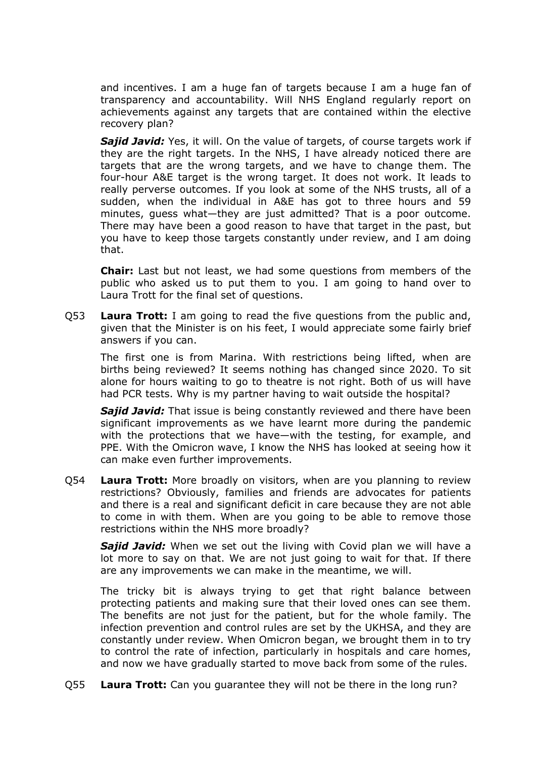and incentives. I am a huge fan of targets because I am a huge fan of transparency and accountability. Will NHS England regularly report on achievements against any targets that are contained within the elective recovery plan?

***Sajid Javid:*** Yes, it will. On the value of targets, of course targets work if they are the right targets. In the NHS, I have already noticed there are targets that are the wrong targets, and we have to change them. The four-hour A&E target is the wrong target. It does not work. It leads to really perverse outcomes. If you look at some of the NHS trusts, all of a sudden, when the individual in A&E has got to three hours and 59 minutes, guess what—they are just admitted? That is a poor outcome. There may have been a good reason to have that target in the past, but you have to keep those targets constantly under review, and I am doing that.

**Chair:** Last but not least, we had some questions from members of the public who asked us to put them to you. I am going to hand over to Laura Trott for the final set of questions.

Q53 **Laura Trott:** I am going to read the five questions from the public and, given that the Minister is on his feet, I would appreciate some fairly brief answers if you can.

The first one is from Marina. With restrictions being lifted, when are births being reviewed? It seems nothing has changed since 2020. To sit alone for hours waiting to go to theatre is not right. Both of us will have had PCR tests. Why is my partner having to wait outside the hospital?

***Sajid Javid:*** That issue is being constantly reviewed and there have been significant improvements as we have learnt more during the pandemic with the protections that we have—with the testing, for example, and PPE. With the Omicron wave, I know the NHS has looked at seeing how it can make even further improvements.

Q54 **Laura Trott:** More broadly on visitors, when are you planning to review restrictions? Obviously, families and friends are advocates for patients and there is a real and significant deficit in care because they are not able to come in with them. When are you going to be able to remove those restrictions within the NHS more broadly?

***Sajid Javid:*** When we set out the living with Covid plan we will have a lot more to say on that. We are not just going to wait for that. If there are any improvements we can make in the meantime, we will.

The tricky bit is always trying to get that right balance between protecting patients and making sure that their loved ones can see them. The benefits are not just for the patient, but for the whole family. The infection prevention and control rules are set by the UKHSA, and they are constantly under review. When Omicron began, we brought them in to try to control the rate of infection, particularly in hospitals and care homes, and now we have gradually started to move back from some of the rules.

Q55 **Laura Trott:** Can you guarantee they will not be there in the long run?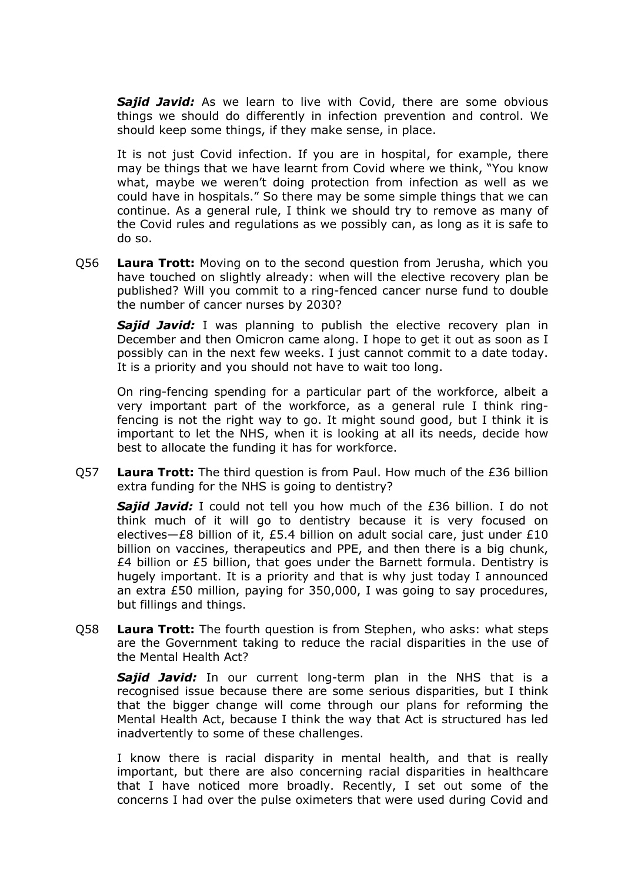***Sajid Javid:*** As we learn to live with Covid, there are some obvious things we should do differently in infection prevention and control. We should keep some things, if they make sense, in place.

It is not just Covid infection. If you are in hospital, for example, there may be things that we have learnt from Covid where we think, "You know what, maybe we weren't doing protection from infection as well as we could have in hospitals." So there may be some simple things that we can continue. As a general rule, I think we should try to remove as many of the Covid rules and regulations as we possibly can, as long as it is safe to do so.

Q56 **Laura Trott:** Moving on to the second question from Jerusha, which you have touched on slightly already: when will the elective recovery plan be published? Will you commit to a ring-fenced cancer nurse fund to double the number of cancer nurses by 2030?

***Sajid Javid:*** I was planning to publish the elective recovery plan in December and then Omicron came along. I hope to get it out as soon as I possibly can in the next few weeks. I just cannot commit to a date today. It is a priority and you should not have to wait too long.

On ring-fencing spending for a particular part of the workforce, albeit a very important part of the workforce, as a general rule I think ring-fencing is not the right way to go. It might sound good, but I think it is important to let the NHS, when it is looking at all its needs, decide how best to allocate the funding it has for workforce.

Q57 **Laura Trott:** The third question is from Paul. How much of the £36 billion extra funding for the NHS is going to dentistry?

***Sajid Javid:*** I could not tell you how much of the £36 billion. I do not think much of it will go to dentistry because it is very focused on electives—£8 billion of it, £5.4 billion on adult social care, just under £10 billion on vaccines, therapeutics and PPE, and then there is a big chunk, £4 billion or £5 billion, that goes under the Barnett formula. Dentistry is hugely important. It is a priority and that is why just today I announced an extra £50 million, paying for 350,000, I was going to say procedures, but fillings and things.

Q58 **Laura Trott:** The fourth question is from Stephen, who asks: what steps are the Government taking to reduce the racial disparities in the use of the Mental Health Act?

***Sajid Javid:*** In our current long-term plan in the NHS that is a recognised issue because there are some serious disparities, but I think that the bigger change will come through our plans for reforming the Mental Health Act, because I think the way that Act is structured has led inadvertently to some of these challenges.

I know there is racial disparity in mental health, and that is really important, but there are also concerning racial disparities in healthcare that I have noticed more broadly. Recently, I set out some of the concerns I had over the pulse oximeters that were used during Covid and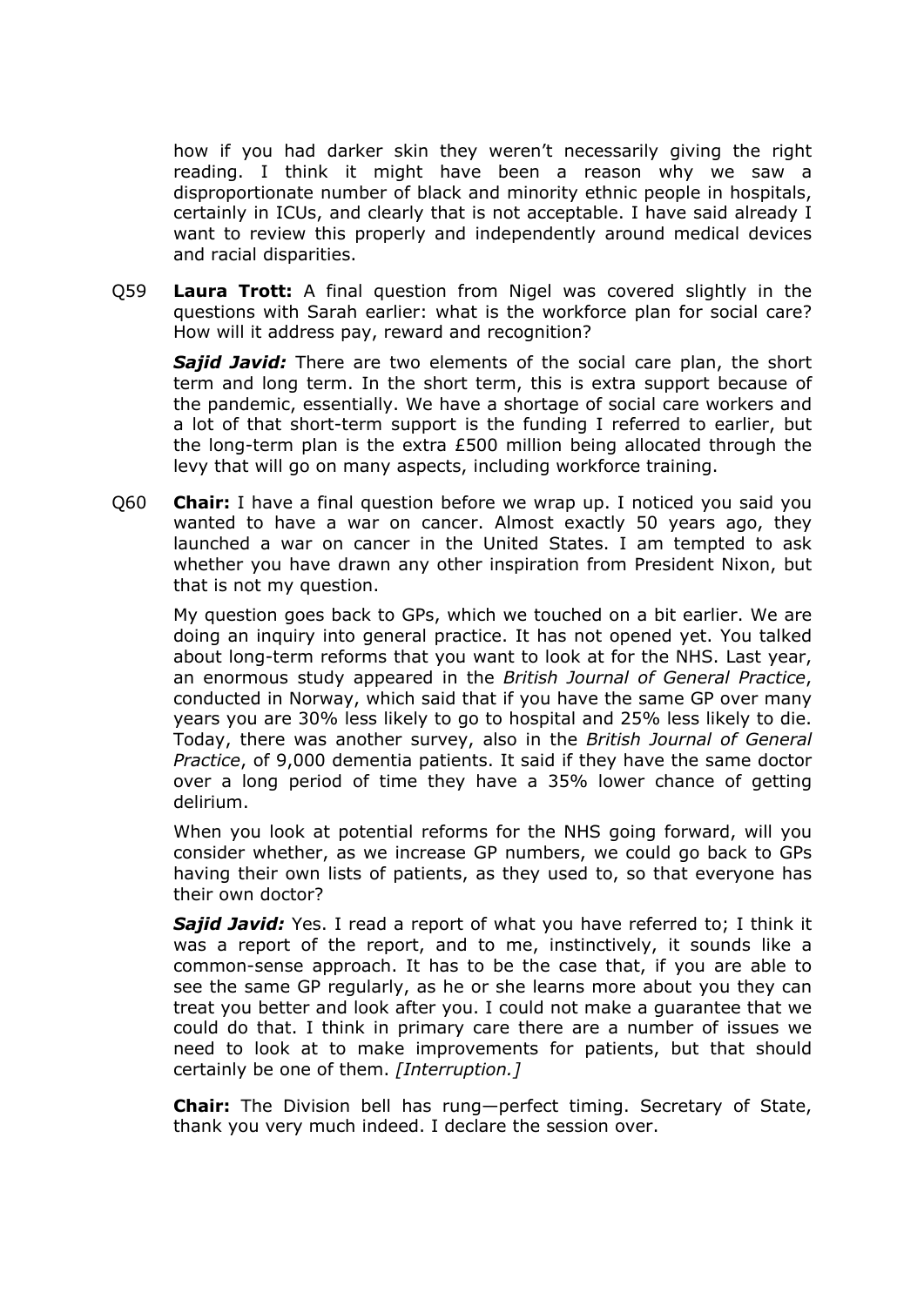how if you had darker skin they weren't necessarily giving the right reading. I think it might have been a reason why we saw a disproportionate number of black and minority ethnic people in hospitals, certainly in ICUs, and clearly that is not acceptable. I have said already I want to review this properly and independently around medical devices and racial disparities.

Q59 **Laura Trott:** A final question from Nigel was covered slightly in the questions with Sarah earlier: what is the workforce plan for social care? How will it address pay, reward and recognition?

***Sajid Javid:*** There are two elements of the social care plan, the short term and long term. In the short term, this is extra support because of the pandemic, essentially. We have a shortage of social care workers and a lot of that short-term support is the funding I referred to earlier, but the long-term plan is the extra £500 million being allocated through the levy that will go on many aspects, including workforce training.

Q60 **Chair:** I have a final question before we wrap up. I noticed you said you wanted to have a war on cancer. Almost exactly 50 years ago, they launched a war on cancer in the United States. I am tempted to ask whether you have drawn any other inspiration from President Nixon, but that is not my question.

My question goes back to GPs, which we touched on a bit earlier. We are doing an inquiry into general practice. It has not opened yet. You talked about long-term reforms that you want to look at for the NHS. Last year, an enormous study appeared in the *British Journal of General Practice*, conducted in Norway, which said that if you have the same GP over many years you are 30% less likely to go to hospital and 25% less likely to die. Today, there was another survey, also in the *British Journal of General Practice*, of 9,000 dementia patients. It said if they have the same doctor over a long period of time they have a 35% lower chance of getting delirium.

When you look at potential reforms for the NHS going forward, will you consider whether, as we increase GP numbers, we could go back to GPs having their own lists of patients, as they used to, so that everyone has their own doctor?

***Sajid Javid:*** Yes. I read a report of what you have referred to; I think it was a report of the report, and to me, instinctively, it sounds like a common-sense approach. It has to be the case that, if you are able to see the same GP regularly, as he or she learns more about you they can treat you better and look after you. I could not make a guarantee that we could do that. I think in primary care there are a number of issues we need to look at to make improvements for patients, but that should certainly be one of them. *[Interruption.]*

**Chair:** The Division bell has rung—perfect timing. Secretary of State, thank you very much indeed. I declare the session over.